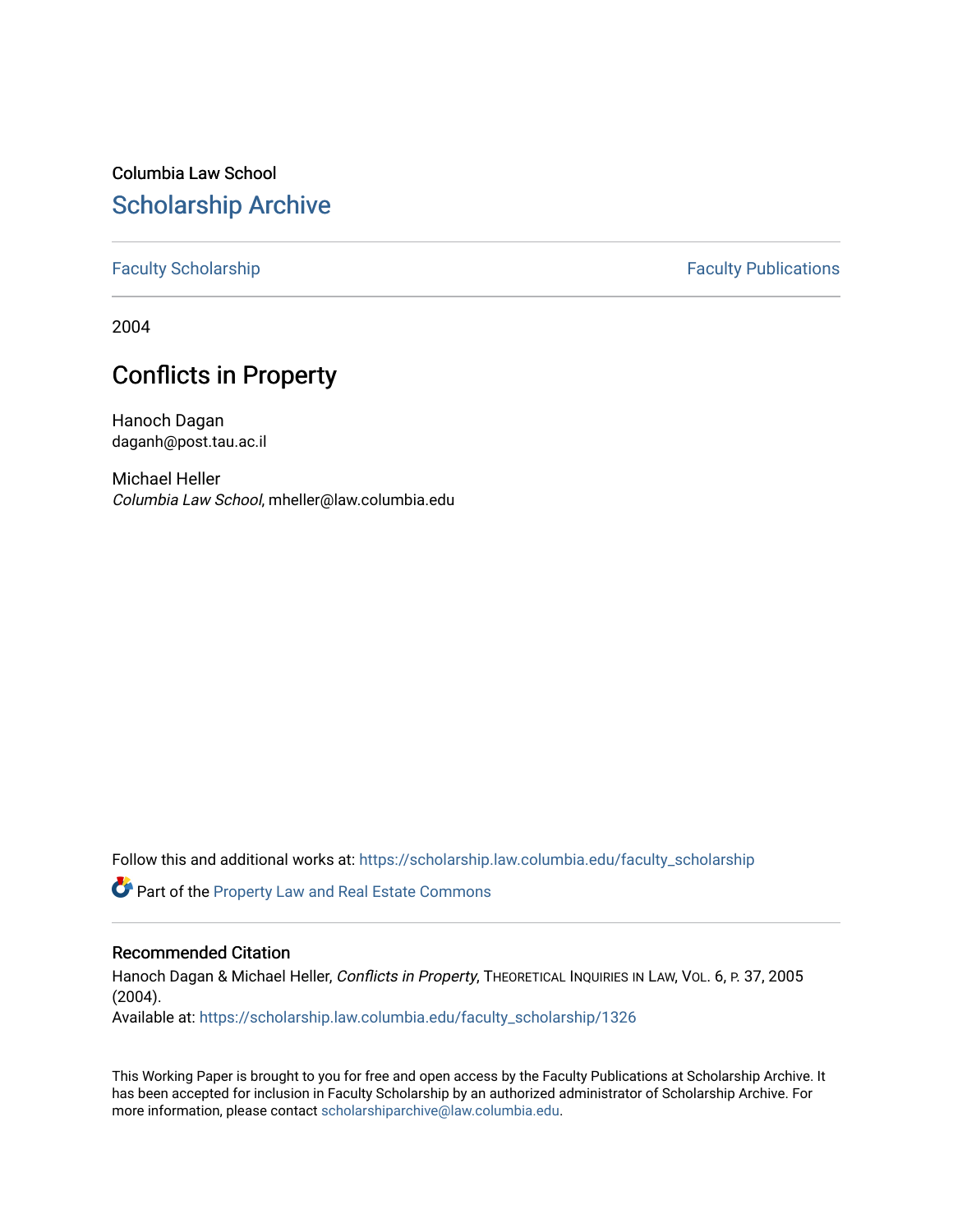Columbia Law School

# Scholarship Archive

Faculty Scholarship | Faculty Publications

2004

## Conflicts in Property

Hanoch Dagan
daganh@post.tau.ac.il

Michael Heller
*Columbia Law School*, mheller@law.columbia.edu

Follow this and additional works at: https://scholarship.law.columbia.edu/faculty_scholarship

Part of the Property Law and Real Estate Commons

### Recommended Citation

Hanoch Dagan & Michael Heller, *Conflicts in Property*, THEORETICAL INQUIRIES IN LAW, VOL. 6, P. 37, 2005 (2004).
Available at: https://scholarship.law.columbia.edu/faculty_scholarship/1326

This Working Paper is brought to you for free and open access by the Faculty Publications at Scholarship Archive. It has been accepted for inclusion in Faculty Scholarship by an authorized administrator of Scholarship Archive. For more information, please contact scholarshiparchive@law.columbia.edu.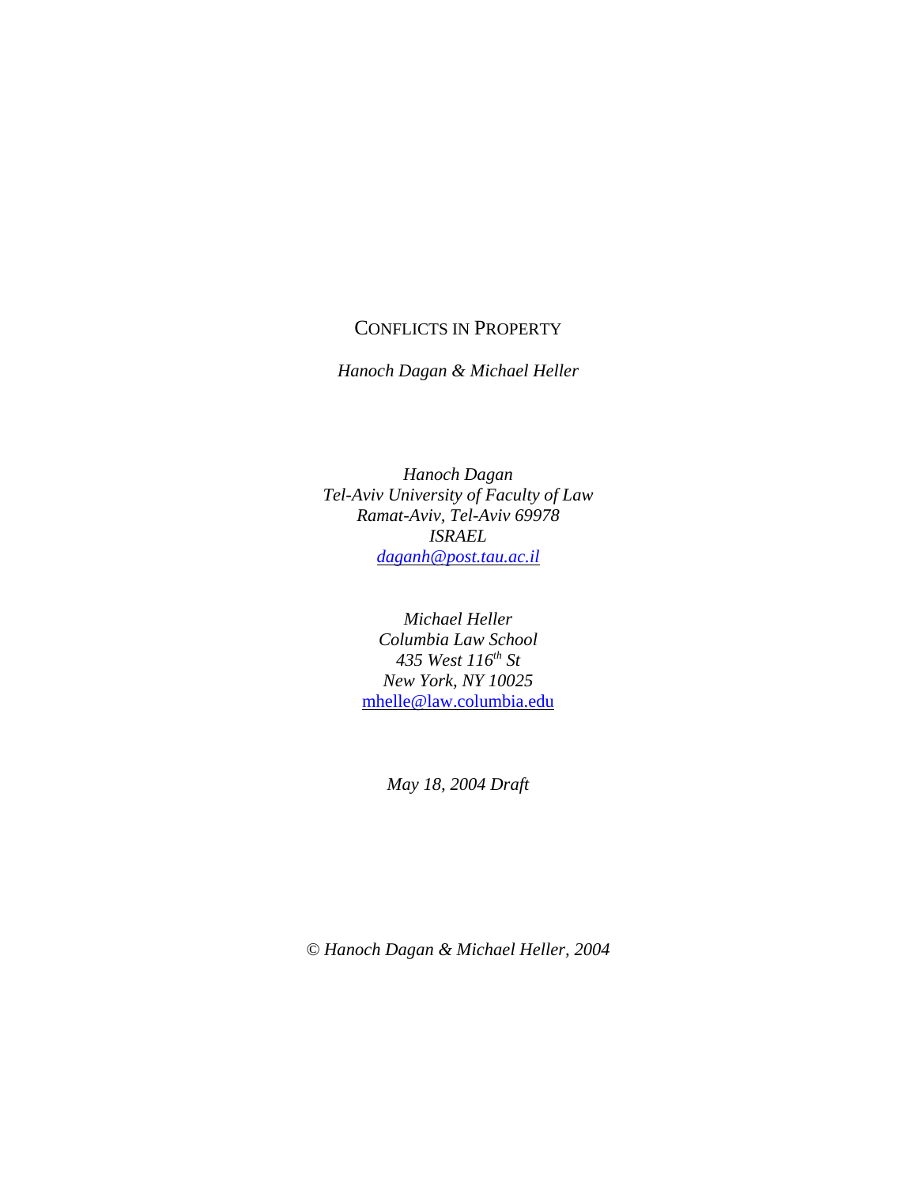# CONFLICTS IN PROPERTY

*Hanoch Dagan & Michael Heller*

*Hanoch Dagan*
*Tel-Aviv University of Faculty of Law*
*Ramat-Aviv, Tel-Aviv 69978*
*ISRAEL*
*daganh@post.tau.ac.il*

*Michael Heller*
*Columbia Law School*
*435 West 116th St*
*New York, NY 10025*
mhelle@law.columbia.edu

*May 18, 2004 Draft*

*© Hanoch Dagan & Michael Heller, 2004*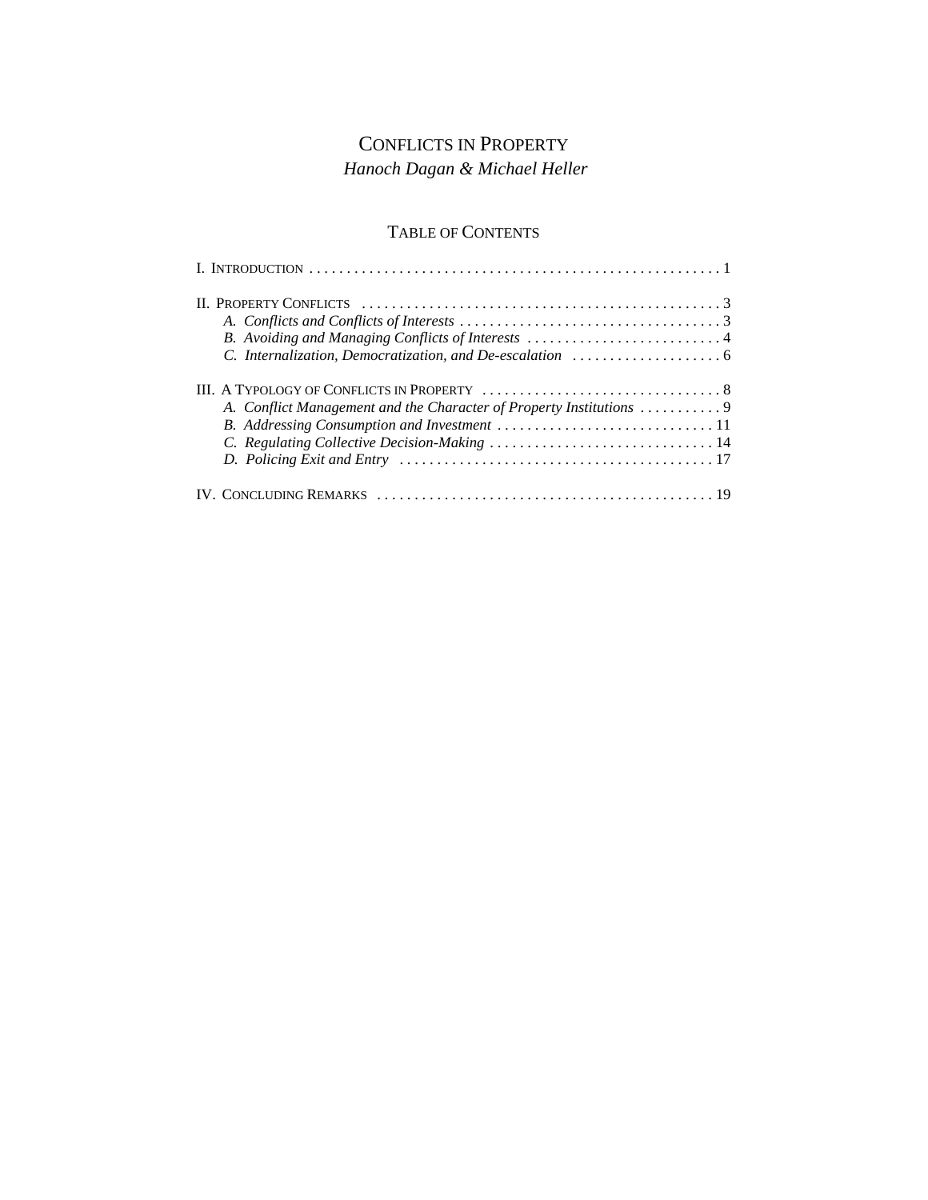# Conflicts in Property

*Hanoch Dagan & Michael Heller*

## Table of Contents

I. Introduction . . . . . . . . . . . . . . . . . . . . . . . . . . . . . . . . . . . . . . . . . . . . . . . . . . . . . . . 1

II. Property Conflicts . . . . . . . . . . . . . . . . . . . . . . . . . . . . . . . . . . . . . . . . . . . . . . . . 3
- *A. Conflicts and Conflicts of Interests* . . . . . . . . . . . . . . . . . . . . . . . . . . . . . . . . . . . 3
- *B. Avoiding and Managing Conflicts of Interests* . . . . . . . . . . . . . . . . . . . . . . . . . . 4
- *C. Internalization, Democratization, and De-escalation* . . . . . . . . . . . . . . . . . . . . 6

III. A Typology of Conflicts in Property . . . . . . . . . . . . . . . . . . . . . . . . . . . . . . . . 8
- *A. Conflict Management and the Character of Property Institutions* . . . . . . . . . . . 9
- *B. Addressing Consumption and Investment* . . . . . . . . . . . . . . . . . . . . . . . . . . . . . 11
- *C. Regulating Collective Decision-Making* . . . . . . . . . . . . . . . . . . . . . . . . . . . . . . 14
- *D. Policing Exit and Entry* . . . . . . . . . . . . . . . . . . . . . . . . . . . . . . . . . . . . . . . . . . 17

IV. Concluding Remarks . . . . . . . . . . . . . . . . . . . . . . . . . . . . . . . . . . . . . . . . . . . . . 19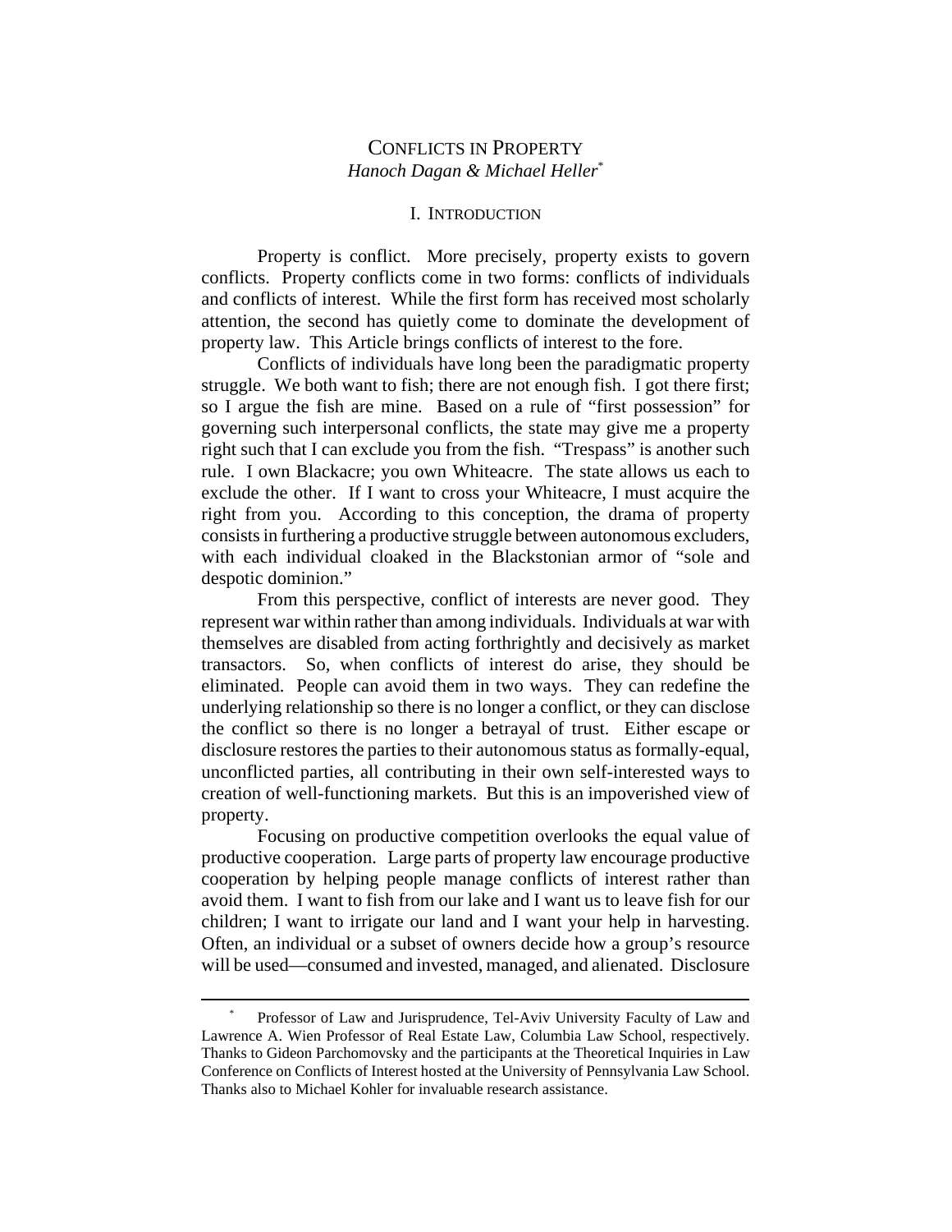# CONFLICTS IN PROPERTY

*Hanoch Dagan & Michael Heller*[*]

## I. INTRODUCTION

Property is conflict. More precisely, property exists to govern conflicts. Property conflicts come in two forms: conflicts of individuals and conflicts of interest. While the first form has received most scholarly attention, the second has quietly come to dominate the development of property law. This Article brings conflicts of interest to the fore.

Conflicts of individuals have long been the paradigmatic property struggle. We both want to fish; there are not enough fish. I got there first; so I argue the fish are mine. Based on a rule of "first possession" for governing such interpersonal conflicts, the state may give me a property right such that I can exclude you from the fish. "Trespass" is another such rule. I own Blackacre; you own Whiteacre. The state allows us each to exclude the other. If I want to cross your Whiteacre, I must acquire the right from you. According to this conception, the drama of property consists in furthering a productive struggle between autonomous excluders, with each individual cloaked in the Blackstonian armor of "sole and despotic dominion."

From this perspective, conflict of interests are never good. They represent war within rather than among individuals. Individuals at war with themselves are disabled from acting forthrightly and decisively as market transactors. So, when conflicts of interest do arise, they should be eliminated. People can avoid them in two ways. They can redefine the underlying relationship so there is no longer a conflict, or they can disclose the conflict so there is no longer a betrayal of trust. Either escape or disclosure restores the parties to their autonomous status as formally-equal, unconflicted parties, all contributing in their own self-interested ways to creation of well-functioning markets. But this is an impoverished view of property.

Focusing on productive competition overlooks the equal value of productive cooperation. Large parts of property law encourage productive cooperation by helping people manage conflicts of interest rather than avoid them. I want to fish from our lake and I want us to leave fish for our children; I want to irrigate our land and I want your help in harvesting. Often, an individual or a subset of owners decide how a group's resource will be used—consumed and invested, managed, and alienated. Disclosure

---

[*] Professor of Law and Jurisprudence, Tel-Aviv University Faculty of Law and Lawrence A. Wien Professor of Real Estate Law, Columbia Law School, respectively. Thanks to Gideon Parchomovsky and the participants at the Theoretical Inquiries in Law Conference on Conflicts of Interest hosted at the University of Pennsylvania Law School. Thanks also to Michael Kohler for invaluable research assistance.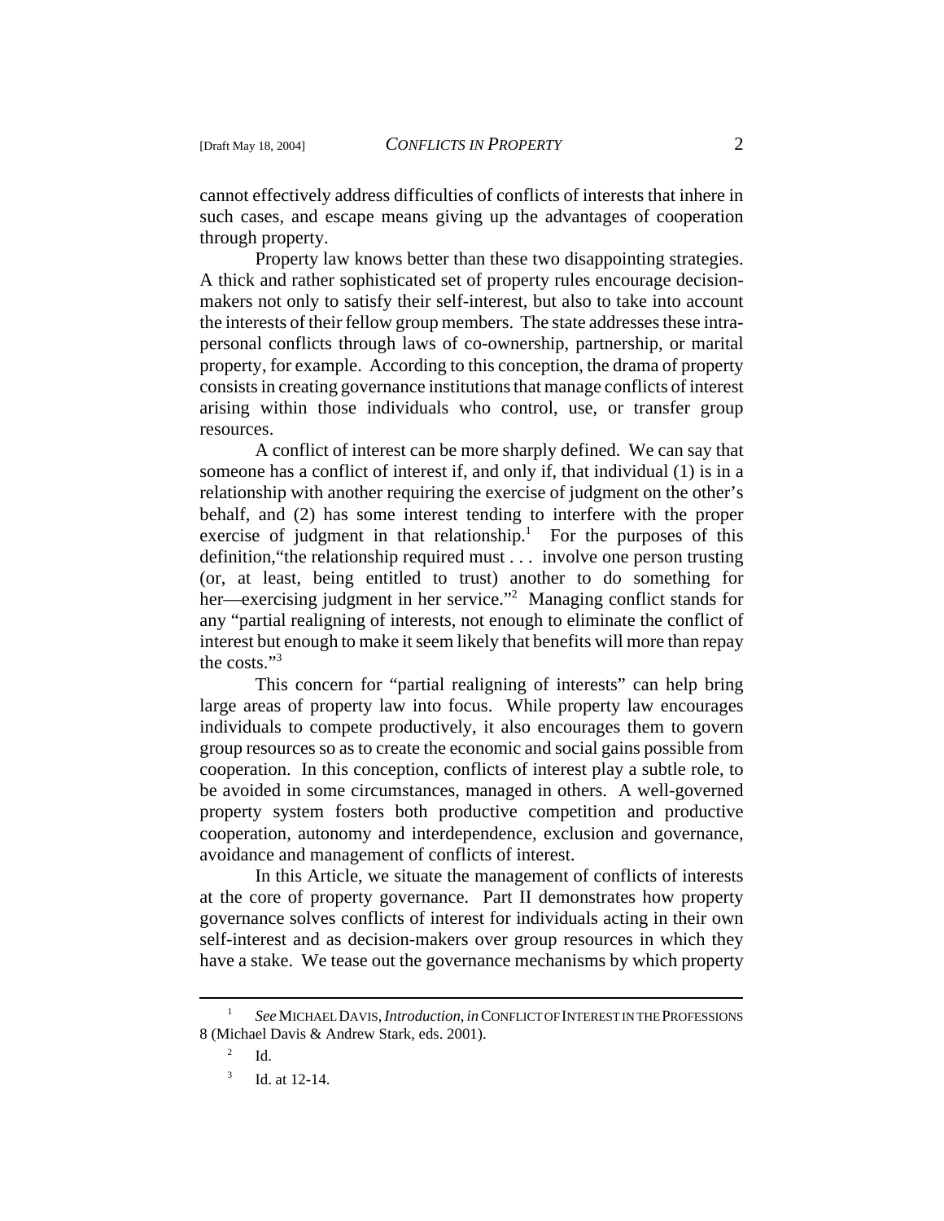cannot effectively address difficulties of conflicts of interests that inhere in such cases, and escape means giving up the advantages of cooperation through property.

Property law knows better than these two disappointing strategies. A thick and rather sophisticated set of property rules encourage decision-makers not only to satisfy their self-interest, but also to take into account the interests of their fellow group members. The state addresses these intra-personal conflicts through laws of co-ownership, partnership, or marital property, for example. According to this conception, the drama of property consists in creating governance institutions that manage conflicts of interest arising within those individuals who control, use, or transfer group resources.

A conflict of interest can be more sharply defined. We can say that someone has a conflict of interest if, and only if, that individual (1) is in a relationship with another requiring the exercise of judgment on the other's behalf, and (2) has some interest tending to interfere with the proper exercise of judgment in that relationship.[1] For the purposes of this definition,"the relationship required must . . . involve one person trusting (or, at least, being entitled to trust) another to do something for her—exercising judgment in her service."[2] Managing conflict stands for any "partial realigning of interests, not enough to eliminate the conflict of interest but enough to make it seem likely that benefits will more than repay the costs."[3]

This concern for "partial realigning of interests" can help bring large areas of property law into focus. While property law encourages individuals to compete productively, it also encourages them to govern group resources so as to create the economic and social gains possible from cooperation. In this conception, conflicts of interest play a subtle role, to be avoided in some circumstances, managed in others. A well-governed property system fosters both productive competition and productive cooperation, autonomy and interdependence, exclusion and governance, avoidance and management of conflicts of interest.

In this Article, we situate the management of conflicts of interests at the core of property governance. Part II demonstrates how property governance solves conflicts of interest for individuals acting in their own self-interest and as decision-makers over group resources in which they have a stake. We tease out the governance mechanisms by which property

---

[1] *See* MICHAEL DAVIS, *Introduction, in* CONFLICT OF INTEREST IN THE PROFESSIONS 8 (Michael Davis & Andrew Stark, eds. 2001).

[2] Id.

[3] Id. at 12-14.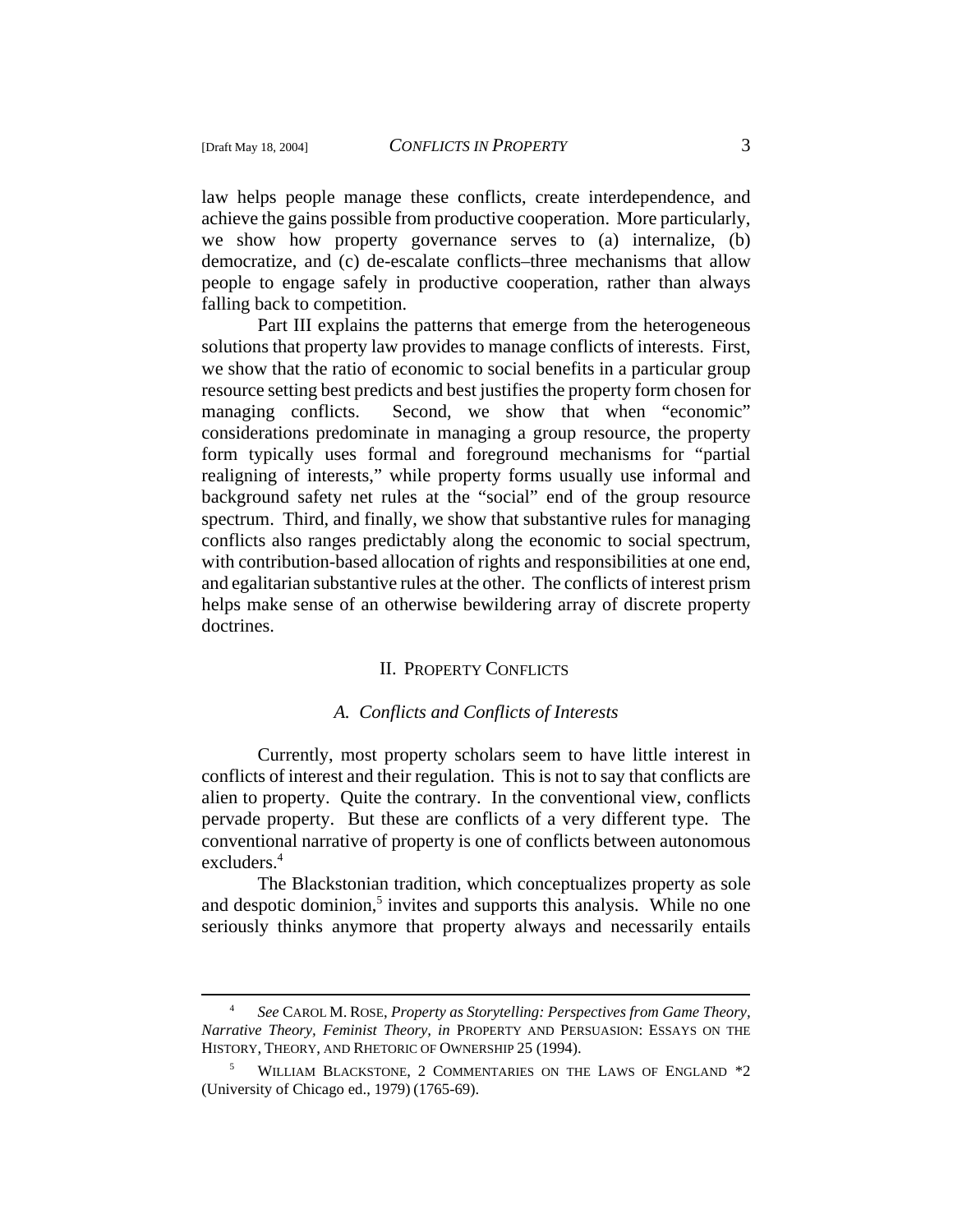law helps people manage these conflicts, create interdependence, and achieve the gains possible from productive cooperation. More particularly, we show how property governance serves to (a) internalize, (b) democratize, and (c) de-escalate conflicts–three mechanisms that allow people to engage safely in productive cooperation, rather than always falling back to competition.

Part III explains the patterns that emerge from the heterogeneous solutions that property law provides to manage conflicts of interests. First, we show that the ratio of economic to social benefits in a particular group resource setting best predicts and best justifies the property form chosen for managing conflicts. Second, we show that when "economic" considerations predominate in managing a group resource, the property form typically uses formal and foreground mechanisms for "partial realigning of interests," while property forms usually use informal and background safety net rules at the "social" end of the group resource spectrum. Third, and finally, we show that substantive rules for managing conflicts also ranges predictably along the economic to social spectrum, with contribution-based allocation of rights and responsibilities at one end, and egalitarian substantive rules at the other. The conflicts of interest prism helps make sense of an otherwise bewildering array of discrete property doctrines.

## II. Property Conflicts

### *A. Conflicts and Conflicts of Interests*

Currently, most property scholars seem to have little interest in conflicts of interest and their regulation. This is not to say that conflicts are alien to property. Quite the contrary. In the conventional view, conflicts pervade property. But these are conflicts of a very different type. The conventional narrative of property is one of conflicts between autonomous excluders.[4]

The Blackstonian tradition, which conceptualizes property as sole and despotic dominion,[5] invites and supports this analysis. While no one seriously thinks anymore that property always and necessarily entails

---

[4] *See* Carol M. Rose, *Property as Storytelling: Perspectives from Game Theory, Narrative Theory, Feminist Theory, in* Property and Persuasion: Essays on the History, Theory, and Rhetoric of Ownership 25 (1994).

[5] William Blackstone, 2 Commentaries on the Laws of England *2 (University of Chicago ed., 1979) (1765-69).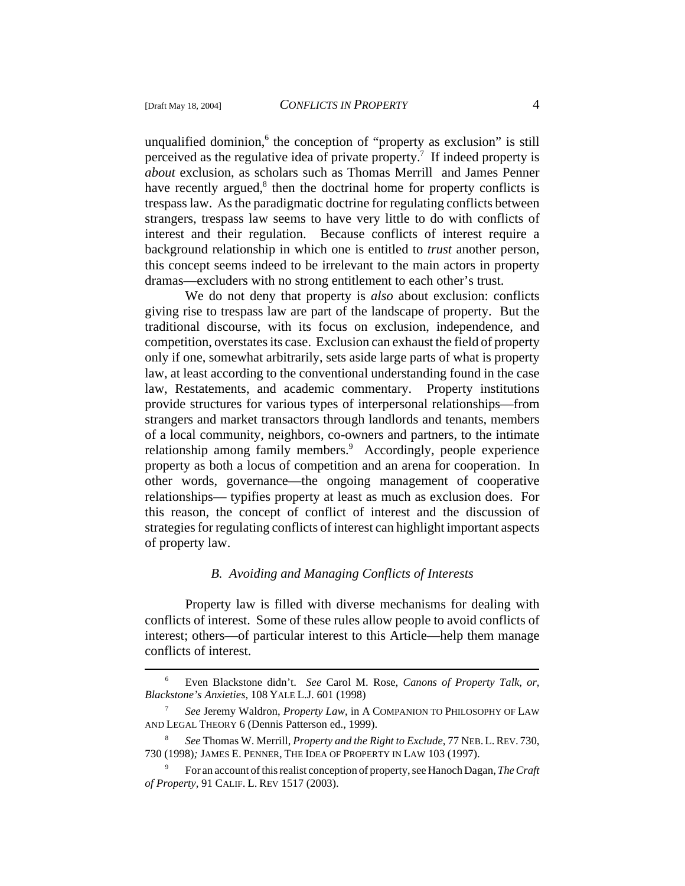unqualified dominion,[6] the conception of "property as exclusion" is still perceived as the regulative idea of private property.[7] If indeed property is *about* exclusion, as scholars such as Thomas Merrill and James Penner have recently argued,[8] then the doctrinal home for property conflicts is trespass law. As the paradigmatic doctrine for regulating conflicts between strangers, trespass law seems to have very little to do with conflicts of interest and their regulation. Because conflicts of interest require a background relationship in which one is entitled to *trust* another person, this concept seems indeed to be irrelevant to the main actors in property dramas—excluders with no strong entitlement to each other's trust.

We do not deny that property is *also* about exclusion: conflicts giving rise to trespass law are part of the landscape of property. But the traditional discourse, with its focus on exclusion, independence, and competition, overstates its case. Exclusion can exhaust the field of property only if one, somewhat arbitrarily, sets aside large parts of what is property law, at least according to the conventional understanding found in the case law, Restatements, and academic commentary. Property institutions provide structures for various types of interpersonal relationships—from strangers and market transactors through landlords and tenants, members of a local community, neighbors, co-owners and partners, to the intimate relationship among family members.[9] Accordingly, people experience property as both a locus of competition and an arena for cooperation. In other words, governance—the ongoing management of cooperative relationships— typifies property at least as much as exclusion does. For this reason, the concept of conflict of interest and the discussion of strategies for regulating conflicts of interest can highlight important aspects of property law.

### *B. Avoiding and Managing Conflicts of Interests*

Property law is filled with diverse mechanisms for dealing with conflicts of interest. Some of these rules allow people to avoid conflicts of interest; others—of particular interest to this Article—help them manage conflicts of interest.

---

[6] Even Blackstone didn't. *See* Carol M. Rose, *Canons of Property Talk, or, Blackstone's Anxieties*, 108 YALE L.J. 601 (1998)

[7] *See* Jeremy Waldron, *Property Law*, in A COMPANION TO PHILOSOPHY OF LAW AND LEGAL THEORY 6 (Dennis Patterson ed., 1999).

[8] *See* Thomas W. Merrill, *Property and the Right to Exclude*, 77 NEB. L. REV. 730, 730 (1998); JAMES E. PENNER, THE IDEA OF PROPERTY IN LAW 103 (1997).

[9] For an account of this realist conception of property, see Hanoch Dagan, *The Craft of Property*, 91 CALIF. L. REV 1517 (2003).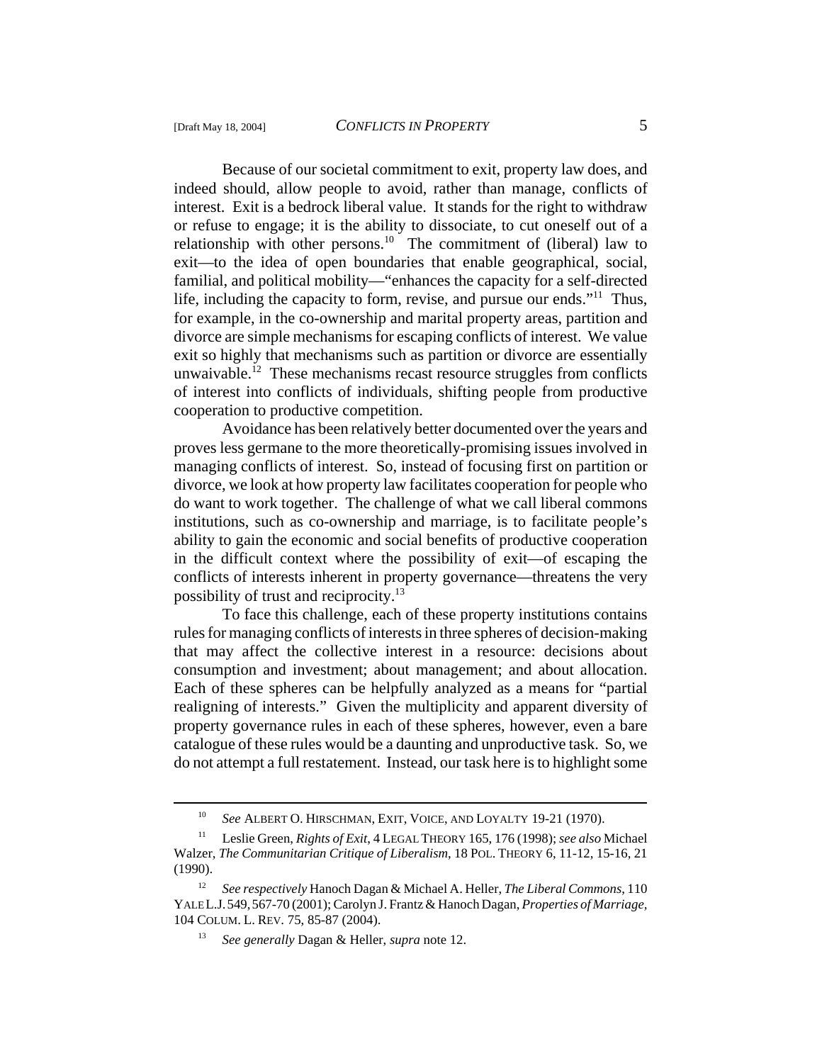Because of our societal commitment to exit, property law does, and indeed should, allow people to avoid, rather than manage, conflicts of interest. Exit is a bedrock liberal value. It stands for the right to withdraw or refuse to engage; it is the ability to dissociate, to cut oneself out of a relationship with other persons.[10] The commitment of (liberal) law to exit—to the idea of open boundaries that enable geographical, social, familial, and political mobility—"enhances the capacity for a self-directed life, including the capacity to form, revise, and pursue our ends."[11] Thus, for example, in the co-ownership and marital property areas, partition and divorce are simple mechanisms for escaping conflicts of interest. We value exit so highly that mechanisms such as partition or divorce are essentially unwaivable.[12] These mechanisms recast resource struggles from conflicts of interest into conflicts of individuals, shifting people from productive cooperation to productive competition.

Avoidance has been relatively better documented over the years and proves less germane to the more theoretically-promising issues involved in managing conflicts of interest. So, instead of focusing first on partition or divorce, we look at how property law facilitates cooperation for people who do want to work together. The challenge of what we call liberal commons institutions, such as co-ownership and marriage, is to facilitate people's ability to gain the economic and social benefits of productive cooperation in the difficult context where the possibility of exit—of escaping the conflicts of interests inherent in property governance—threatens the very possibility of trust and reciprocity.[13]

To face this challenge, each of these property institutions contains rules for managing conflicts of interests in three spheres of decision-making that may affect the collective interest in a resource: decisions about consumption and investment; about management; and about allocation. Each of these spheres can be helpfully analyzed as a means for "partial realigning of interests." Given the multiplicity and apparent diversity of property governance rules in each of these spheres, however, even a bare catalogue of these rules would be a daunting and unproductive task. So, we do not attempt a full restatement. Instead, our task here is to highlight some

---

[10] *See* ALBERT O. HIRSCHMAN, EXIT, VOICE, AND LOYALTY 19-21 (1970).

[11] Leslie Green, *Rights of Exit*, 4 LEGAL THEORY 165, 176 (1998); *see also* Michael Walzer, *The Communitarian Critique of Liberalism*, 18 POL. THEORY 6, 11-12, 15-16, 21 (1990).

[12] *See respectively* Hanoch Dagan & Michael A. Heller, *The Liberal Commons*, 110 YALE L.J. 549, 567-70 (2001); Carolyn J. Frantz & Hanoch Dagan, *Properties of Marriage*, 104 COLUM. L. REV. 75, 85-87 (2004).

[13] *See generally* Dagan & Heller, *supra* note 12.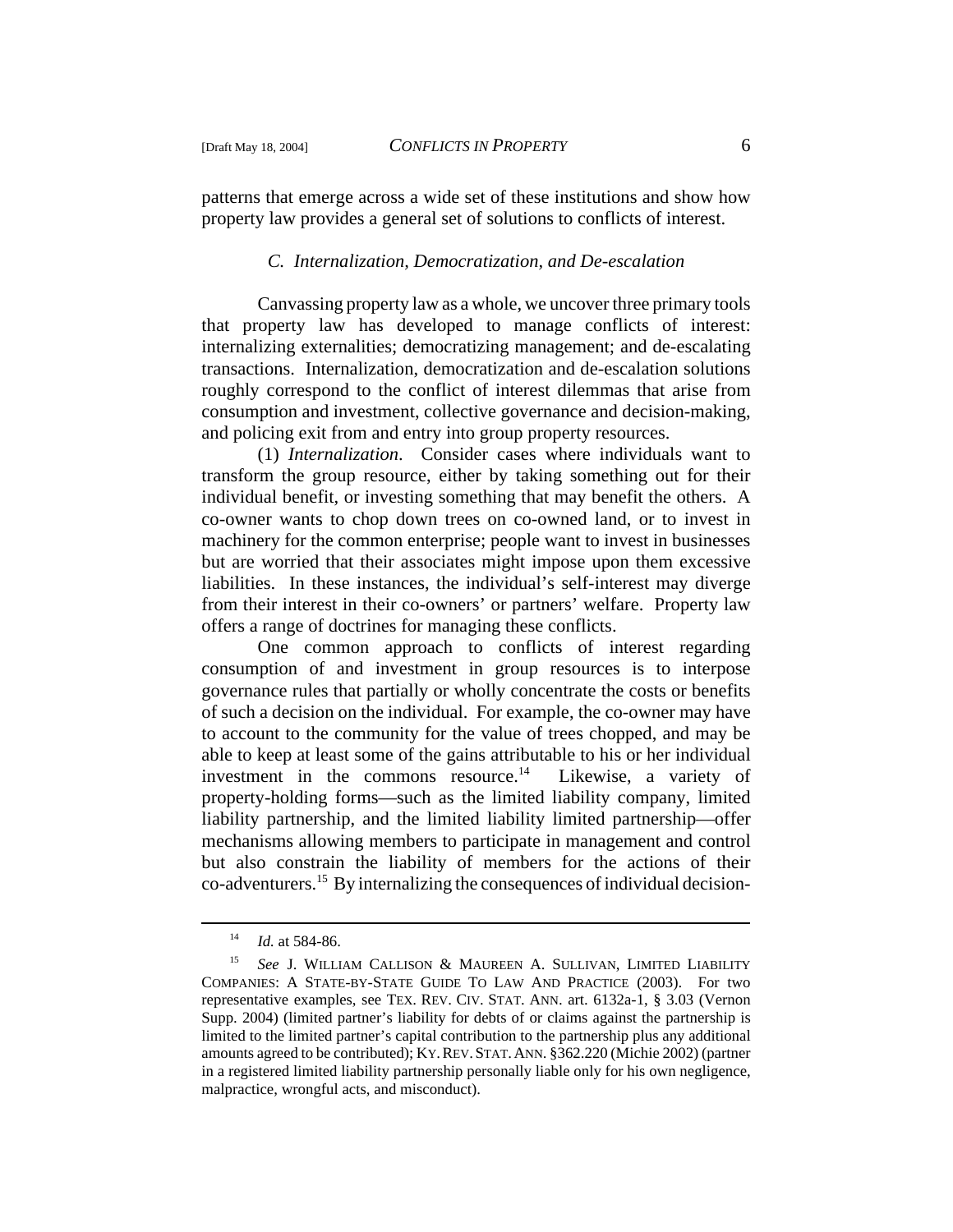patterns that emerge across a wide set of these institutions and show how property law provides a general set of solutions to conflicts of interest.

### *C. Internalization, Democratization, and De-escalation*

Canvassing property law as a whole, we uncover three primary tools that property law has developed to manage conflicts of interest: internalizing externalities; democratizing management; and de-escalating transactions. Internalization, democratization and de-escalation solutions roughly correspond to the conflict of interest dilemmas that arise from consumption and investment, collective governance and decision-making, and policing exit from and entry into group property resources.

(1) *Internalization*. Consider cases where individuals want to transform the group resource, either by taking something out for their individual benefit, or investing something that may benefit the others. A co-owner wants to chop down trees on co-owned land, or to invest in machinery for the common enterprise; people want to invest in businesses but are worried that their associates might impose upon them excessive liabilities. In these instances, the individual's self-interest may diverge from their interest in their co-owners' or partners' welfare. Property law offers a range of doctrines for managing these conflicts.

One common approach to conflicts of interest regarding consumption of and investment in group resources is to interpose governance rules that partially or wholly concentrate the costs or benefits of such a decision on the individual. For example, the co-owner may have to account to the community for the value of trees chopped, and may be able to keep at least some of the gains attributable to his or her individual investment in the commons resource.[14] Likewise, a variety of property-holding forms—such as the limited liability company, limited liability partnership, and the limited liability limited partnership—offer mechanisms allowing members to participate in management and control but also constrain the liability of members for the actions of their co-adventurers.[15] By internalizing the consequences of individual decision-

---

[14] *Id.* at 584-86.

[15] *See* J. WILLIAM CALLISON & MAUREEN A. SULLIVAN, LIMITED LIABILITY COMPANIES: A STATE-BY-STATE GUIDE TO LAW AND PRACTICE (2003). For two representative examples, see TEX. REV. CIV. STAT. ANN. art. 6132a-1, § 3.03 (Vernon Supp. 2004) (limited partner's liability for debts of or claims against the partnership is limited to the limited partner's capital contribution to the partnership plus any additional amounts agreed to be contributed); KY. REV. STAT. ANN. §362.220 (Michie 2002) (partner in a registered limited liability partnership personally liable only for his own negligence, malpractice, wrongful acts, and misconduct).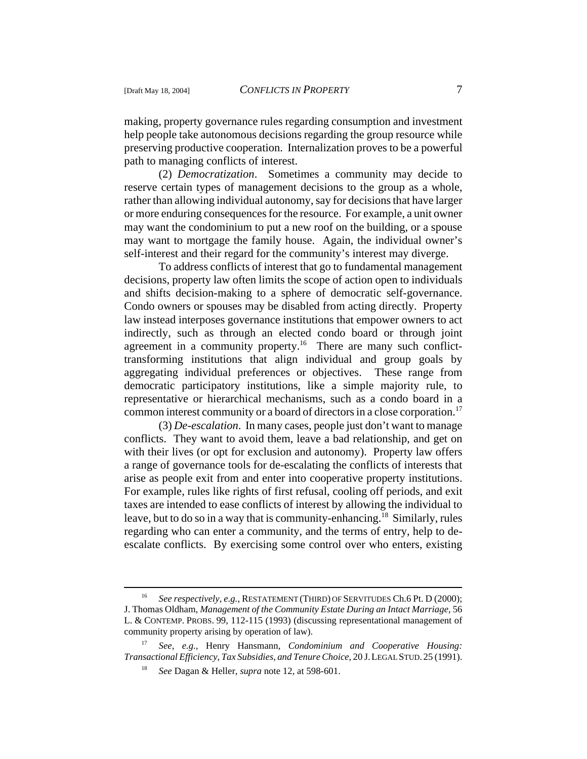making, property governance rules regarding consumption and investment help people take autonomous decisions regarding the group resource while preserving productive cooperation. Internalization proves to be a powerful path to managing conflicts of interest.

(2) *Democratization*. Sometimes a community may decide to reserve certain types of management decisions to the group as a whole, rather than allowing individual autonomy, say for decisions that have larger or more enduring consequences for the resource. For example, a unit owner may want the condominium to put a new roof on the building, or a spouse may want to mortgage the family house. Again, the individual owner's self-interest and their regard for the community's interest may diverge.

To address conflicts of interest that go to fundamental management decisions, property law often limits the scope of action open to individuals and shifts decision-making to a sphere of democratic self-governance. Condo owners or spouses may be disabled from acting directly. Property law instead interposes governance institutions that empower owners to act indirectly, such as through an elected condo board or through joint agreement in a community property.[16] There are many such conflict-transforming institutions that align individual and group goals by aggregating individual preferences or objectives. These range from democratic participatory institutions, like a simple majority rule, to representative or hierarchical mechanisms, such as a condo board in a common interest community or a board of directors in a close corporation.[17]

(3) *De-escalation*. In many cases, people just don't want to manage conflicts. They want to avoid them, leave a bad relationship, and get on with their lives (or opt for exclusion and autonomy). Property law offers a range of governance tools for de-escalating the conflicts of interests that arise as people exit from and enter into cooperative property institutions. For example, rules like rights of first refusal, cooling off periods, and exit taxes are intended to ease conflicts of interest by allowing the individual to leave, but to do so in a way that is community-enhancing.[18] Similarly, rules regarding who can enter a community, and the terms of entry, help to de-escalate conflicts. By exercising some control over who enters, existing

---

[16] *See respectively, e.g.*, RESTATEMENT (THIRD) OF SERVITUDES Ch.6 Pt. D (2000); J. Thomas Oldham, *Management of the Community Estate During an Intact Marriage*, 56 L. & CONTEMP. PROBS. 99, 112-115 (1993) (discussing representational management of community property arising by operation of law).

[17] *See, e.g.*, Henry Hansmann, *Condominium and Cooperative Housing: Transactional Efficiency, Tax Subsidies, and Tenure Choice*, 20 J. LEGAL STUD. 25 (1991).

[18] *See* Dagan & Heller, *supra* note 12, at 598-601.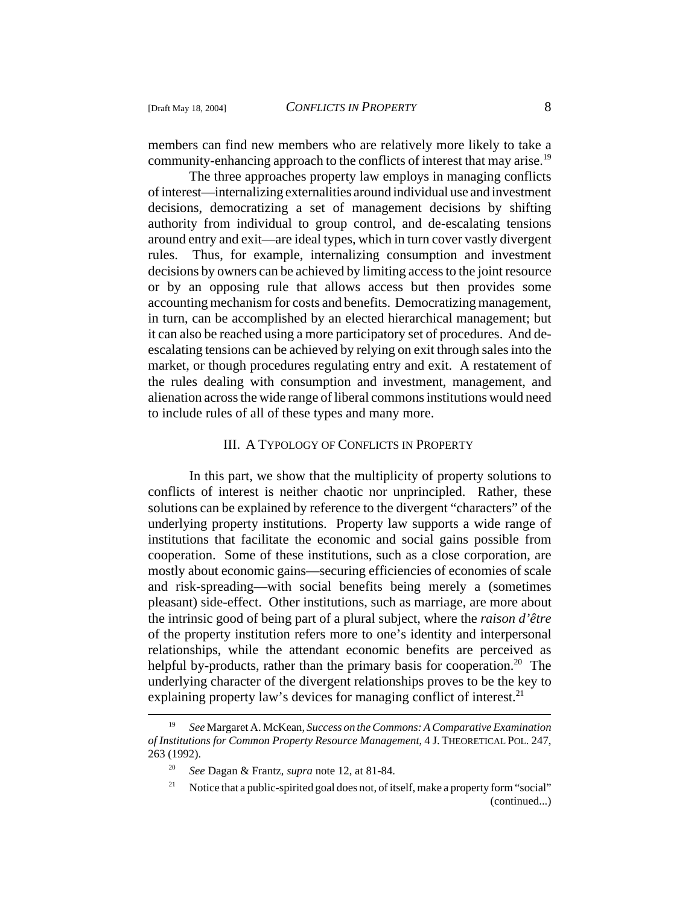members can find new members who are relatively more likely to take a community-enhancing approach to the conflicts of interest that may arise.[19]

The three approaches property law employs in managing conflicts of interest—internalizing externalities around individual use and investment decisions, democratizing a set of management decisions by shifting authority from individual to group control, and de-escalating tensions around entry and exit—are ideal types, which in turn cover vastly divergent rules. Thus, for example, internalizing consumption and investment decisions by owners can be achieved by limiting access to the joint resource or by an opposing rule that allows access but then provides some accounting mechanism for costs and benefits. Democratizing management, in turn, can be accomplished by an elected hierarchical management; but it can also be reached using a more participatory set of procedures. And de-escalating tensions can be achieved by relying on exit through sales into the market, or though procedures regulating entry and exit. A restatement of the rules dealing with consumption and investment, management, and alienation across the wide range of liberal commons institutions would need to include rules of all of these types and many more.

## III. A Typology of Conflicts in Property

In this part, we show that the multiplicity of property solutions to conflicts of interest is neither chaotic nor unprincipled. Rather, these solutions can be explained by reference to the divergent "characters" of the underlying property institutions. Property law supports a wide range of institutions that facilitate the economic and social gains possible from cooperation. Some of these institutions, such as a close corporation, are mostly about economic gains—securing efficiencies of economies of scale and risk-spreading—with social benefits being merely a (sometimes pleasant) side-effect. Other institutions, such as marriage, are more about the intrinsic good of being part of a plural subject, where the *raison d'être* of the property institution refers more to one's identity and interpersonal relationships, while the attendant economic benefits are perceived as helpful by-products, rather than the primary basis for cooperation.[20] The underlying character of the divergent relationships proves to be the key to explaining property law's devices for managing conflict of interest.[21]

---

[19] *See* Margaret A. McKean, *Success on the Commons: A Comparative Examination of Institutions for Common Property Resource Management*, 4 J. Theoretical Pol. 247, 263 (1992).

[20] *See* Dagan & Frantz, *supra* note 12, at 81-84.

[21] Notice that a public-spirited goal does not, of itself, make a property form "social" (continued...)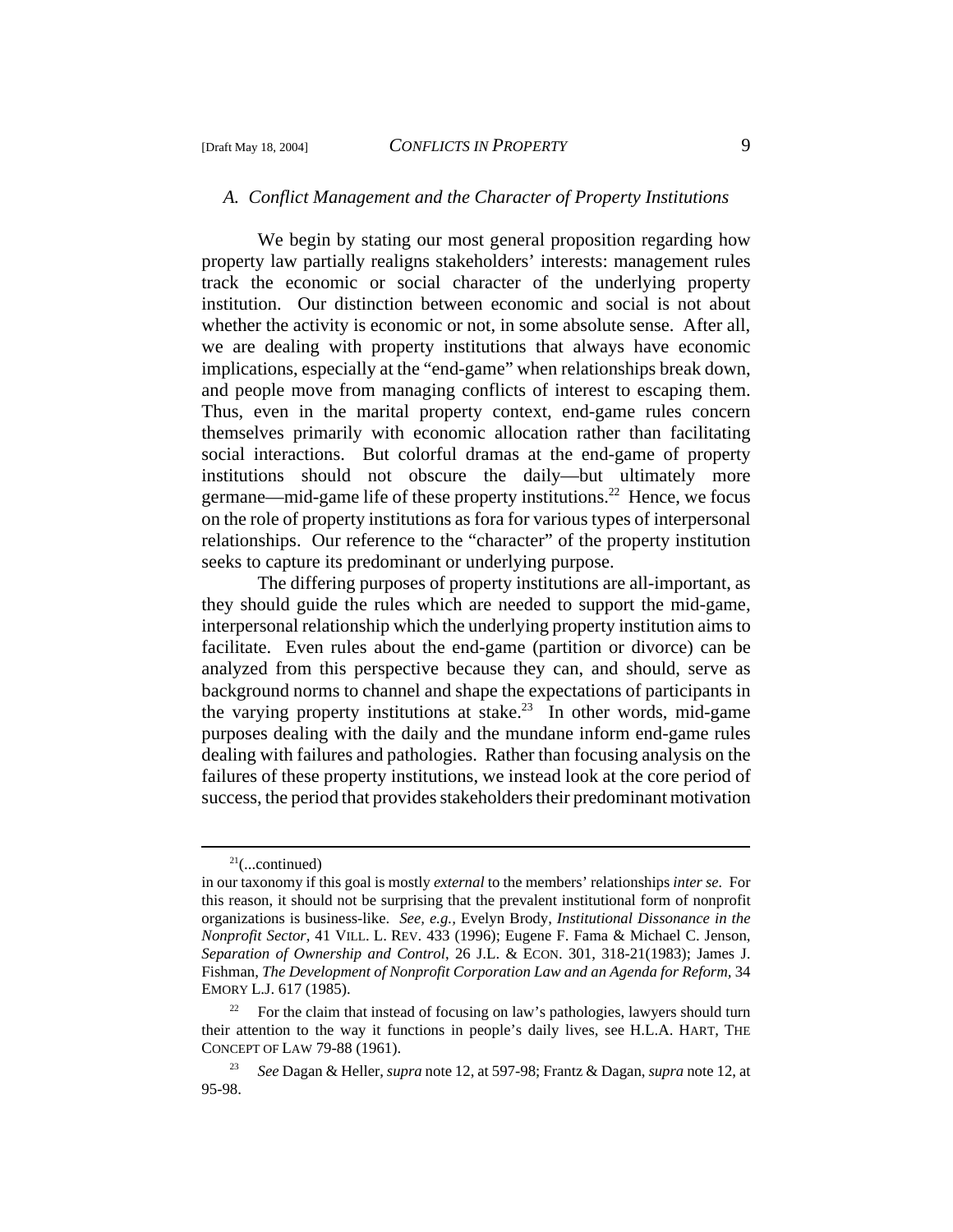### A. *Conflict Management and the Character of Property Institutions*

We begin by stating our most general proposition regarding how property law partially realigns stakeholders' interests: management rules track the economic or social character of the underlying property institution. Our distinction between economic and social is not about whether the activity is economic or not, in some absolute sense. After all, we are dealing with property institutions that always have economic implications, especially at the "end-game" when relationships break down, and people move from managing conflicts of interest to escaping them. Thus, even in the marital property context, end-game rules concern themselves primarily with economic allocation rather than facilitating social interactions. But colorful dramas at the end-game of property institutions should not obscure the daily—but ultimately more germane—mid-game life of these property institutions.[22] Hence, we focus on the role of property institutions as fora for various types of interpersonal relationships. Our reference to the "character" of the property institution seeks to capture its predominant or underlying purpose.

The differing purposes of property institutions are all-important, as they should guide the rules which are needed to support the mid-game, interpersonal relationship which the underlying property institution aims to facilitate. Even rules about the end-game (partition or divorce) can be analyzed from this perspective because they can, and should, serve as background norms to channel and shape the expectations of participants in the varying property institutions at stake.[23] In other words, mid-game purposes dealing with the daily and the mundane inform end-game rules dealing with failures and pathologies. Rather than focusing analysis on the failures of these property institutions, we instead look at the core period of success, the period that provides stakeholders their predominant motivation

---

[21](...continued)

in our taxonomy if this goal is mostly *external* to the members' relationships *inter se*. For this reason, it should not be surprising that the prevalent institutional form of nonprofit organizations is business-like. *See, e.g.,* Evelyn Brody, *Institutional Dissonance in the Nonprofit Sector*, 41 VILL. L. REV. 433 (1996); Eugene F. Fama & Michael C. Jenson, *Separation of Ownership and Control*, 26 J.L. & ECON. 301, 318-21(1983); James J. Fishman, *The Development of Nonprofit Corporation Law and an Agenda for Reform*, 34 EMORY L.J. 617 (1985).

[22] For the claim that instead of focusing on law's pathologies, lawyers should turn their attention to the way it functions in people's daily lives, see H.L.A. HART, THE CONCEPT OF LAW 79-88 (1961).

[23] *See* Dagan & Heller, *supra* note 12, at 597-98; Frantz & Dagan, *supra* note 12, at 95-98.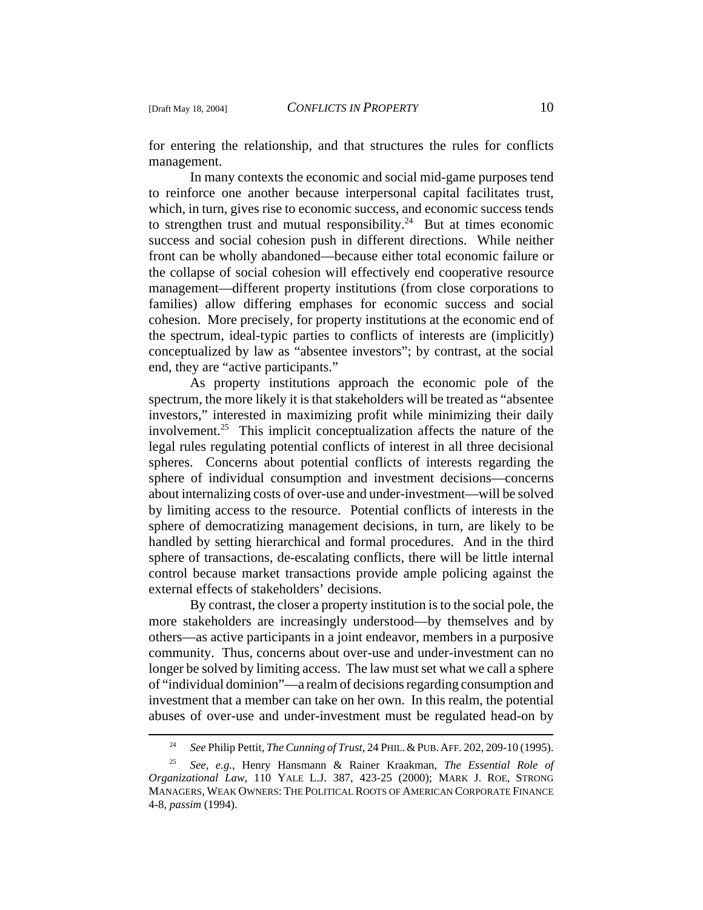for entering the relationship, and that structures the rules for conflicts management.

In many contexts the economic and social mid-game purposes tend to reinforce one another because interpersonal capital facilitates trust, which, in turn, gives rise to economic success, and economic success tends to strengthen trust and mutual responsibility.[24] But at times economic success and social cohesion push in different directions. While neither front can be wholly abandoned—because either total economic failure or the collapse of social cohesion will effectively end cooperative resource management—different property institutions (from close corporations to families) allow differing emphases for economic success and social cohesion. More precisely, for property institutions at the economic end of the spectrum, ideal-typic parties to conflicts of interests are (implicitly) conceptualized by law as "absentee investors"; by contrast, at the social end, they are "active participants."

As property institutions approach the economic pole of the spectrum, the more likely it is that stakeholders will be treated as "absentee investors," interested in maximizing profit while minimizing their daily involvement.[25] This implicit conceptualization affects the nature of the legal rules regulating potential conflicts of interest in all three decisional spheres. Concerns about potential conflicts of interests regarding the sphere of individual consumption and investment decisions—concerns about internalizing costs of over-use and under-investment—will be solved by limiting access to the resource. Potential conflicts of interests in the sphere of democratizing management decisions, in turn, are likely to be handled by setting hierarchical and formal procedures. And in the third sphere of transactions, de-escalating conflicts, there will be little internal control because market transactions provide ample policing against the external effects of stakeholders' decisions.

By contrast, the closer a property institution is to the social pole, the more stakeholders are increasingly understood—by themselves and by others—as active participants in a joint endeavor, members in a purposive community. Thus, concerns about over-use and under-investment can no longer be solved by limiting access. The law must set what we call a sphere of "individual dominion"—a realm of decisions regarding consumption and investment that a member can take on her own. In this realm, the potential abuses of over-use and under-investment must be regulated head-on by

---

[24] *See* Philip Pettit, *The Cunning of Trust*, 24 PHIL. & PUB. AFF. 202, 209-10 (1995).

[25] *See, e.g.,* Henry Hansmann & Rainer Kraakman, *The Essential Role of Organizational Law*, 110 YALE L.J. 387, 423-25 (2000); MARK J. ROE, STRONG MANAGERS, WEAK OWNERS: THE POLITICAL ROOTS OF AMERICAN CORPORATE FINANCE 4-8, *passim* (1994).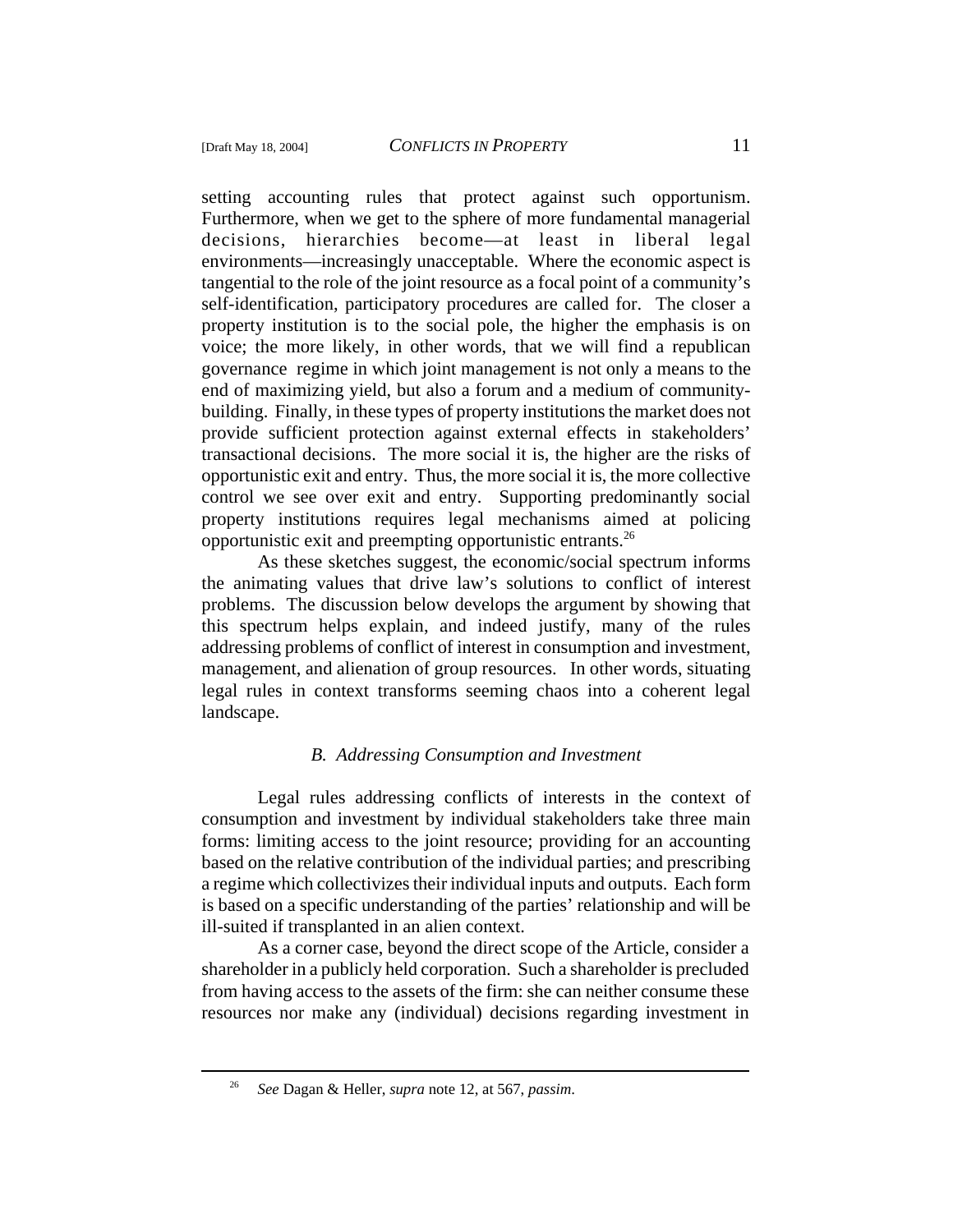setting accounting rules that protect against such opportunism. Furthermore, when we get to the sphere of more fundamental managerial decisions, hierarchies become—at least in liberal legal environments—increasingly unacceptable. Where the economic aspect is tangential to the role of the joint resource as a focal point of a community's self-identification, participatory procedures are called for. The closer a property institution is to the social pole, the higher the emphasis is on voice; the more likely, in other words, that we will find a republican governance regime in which joint management is not only a means to the end of maximizing yield, but also a forum and a medium of community-building. Finally, in these types of property institutions the market does not provide sufficient protection against external effects in stakeholders' transactional decisions. The more social it is, the higher are the risks of opportunistic exit and entry. Thus, the more social it is, the more collective control we see over exit and entry. Supporting predominantly social property institutions requires legal mechanisms aimed at policing opportunistic exit and preempting opportunistic entrants.[26]

As these sketches suggest, the economic/social spectrum informs the animating values that drive law's solutions to conflict of interest problems. The discussion below develops the argument by showing that this spectrum helps explain, and indeed justify, many of the rules addressing problems of conflict of interest in consumption and investment, management, and alienation of group resources. In other words, situating legal rules in context transforms seeming chaos into a coherent legal landscape.

### *B. Addressing Consumption and Investment*

Legal rules addressing conflicts of interests in the context of consumption and investment by individual stakeholders take three main forms: limiting access to the joint resource; providing for an accounting based on the relative contribution of the individual parties; and prescribing a regime which collectivizes their individual inputs and outputs. Each form is based on a specific understanding of the parties' relationship and will be ill-suited if transplanted in an alien context.

As a corner case, beyond the direct scope of the Article, consider a shareholder in a publicly held corporation. Such a shareholder is precluded from having access to the assets of the firm: she can neither consume these resources nor make any (individual) decisions regarding investment in

---

[26] *See* Dagan & Heller, *supra* note 12, at 567, *passim*.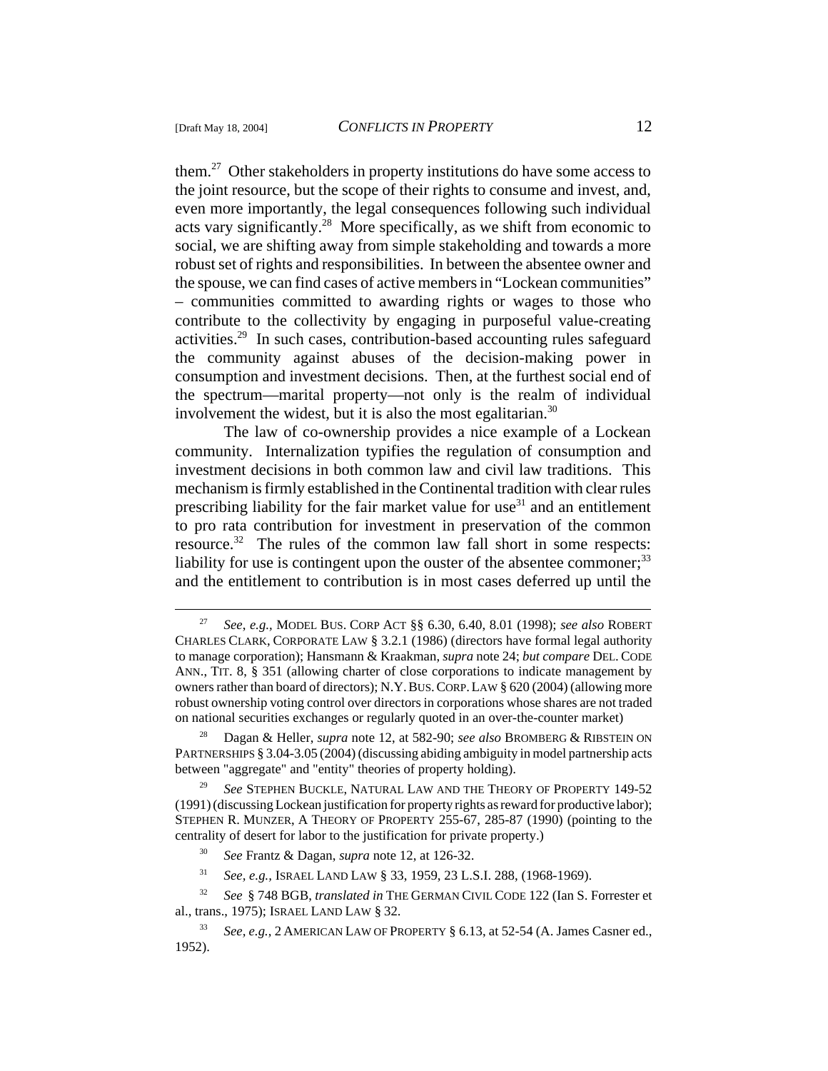them.[27] Other stakeholders in property institutions do have some access to the joint resource, but the scope of their rights to consume and invest, and, even more importantly, the legal consequences following such individual acts vary significantly.[28] More specifically, as we shift from economic to social, we are shifting away from simple stakeholding and towards a more robust set of rights and responsibilities. In between the absentee owner and the spouse, we can find cases of active members in "Lockean communities" – communities committed to awarding rights or wages to those who contribute to the collectivity by engaging in purposeful value-creating activities.[29] In such cases, contribution-based accounting rules safeguard the community against abuses of the decision-making power in consumption and investment decisions. Then, at the furthest social end of the spectrum—marital property—not only is the realm of individual involvement the widest, but it is also the most egalitarian.[30]

The law of co-ownership provides a nice example of a Lockean community. Internalization typifies the regulation of consumption and investment decisions in both common law and civil law traditions. This mechanism is firmly established in the Continental tradition with clear rules prescribing liability for the fair market value for use[31] and an entitlement to pro rata contribution for investment in preservation of the common resource.[32] The rules of the common law fall short in some respects: liability for use is contingent upon the ouster of the absentee commoner;[33] and the entitlement to contribution is in most cases deferred up until the

---

[27] *See, e.g.*, MODEL BUS. CORP ACT §§ 6.30, 6.40, 8.01 (1998); *see also* ROBERT CHARLES CLARK, CORPORATE LAW § 3.2.1 (1986) (directors have formal legal authority to manage corporation); Hansmann & Kraakman, *supra* note 24; *but compare* DEL. CODE ANN., TIT. 8, § 351 (allowing charter of close corporations to indicate management by owners rather than board of directors); N.Y. BUS. CORP. LAW § 620 (2004) (allowing more robust ownership voting control over directors in corporations whose shares are not traded on national securities exchanges or regularly quoted in an over-the-counter market)

[28] Dagan & Heller, *supra* note 12, at 582-90; *see also* BROMBERG & RIBSTEIN ON PARTNERSHIPS § 3.04-3.05 (2004) (discussing abiding ambiguity in model partnership acts between "aggregate" and "entity" theories of property holding).

[29] *See* STEPHEN BUCKLE, NATURAL LAW AND THE THEORY OF PROPERTY 149-52 (1991) (discussing Lockean justification for property rights as reward for productive labor); STEPHEN R. MUNZER, A THEORY OF PROPERTY 255-67, 285-87 (1990) (pointing to the centrality of desert for labor to the justification for private property.)

[30] *See* Frantz & Dagan, *supra* note 12, at 126-32.

[31] *See, e.g.*, ISRAEL LAND LAW § 33, 1959, 23 L.S.I. 288, (1968-1969).

[32] *See* § 748 BGB, *translated in* THE GERMAN CIVIL CODE 122 (Ian S. Forrester et al., trans., 1975); ISRAEL LAND LAW § 32.

[33] *See, e.g.*, 2 AMERICAN LAW OF PROPERTY § 6.13, at 52-54 (A. James Casner ed., 1952).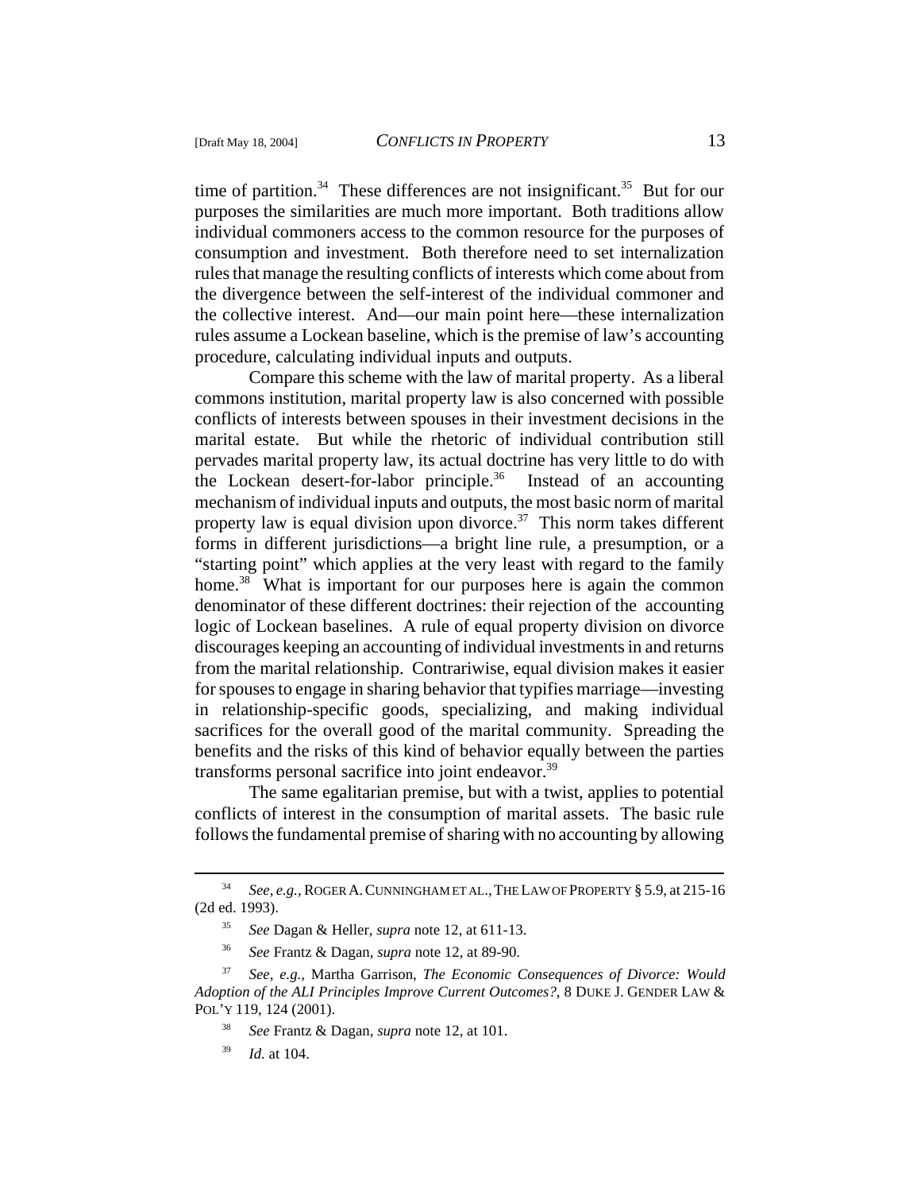time of partition.[34] These differences are not insignificant.[35] But for our purposes the similarities are much more important. Both traditions allow individual commoners access to the common resource for the purposes of consumption and investment. Both therefore need to set internalization rules that manage the resulting conflicts of interests which come about from the divergence between the self-interest of the individual commoner and the collective interest. And—our main point here—these internalization rules assume a Lockean baseline, which is the premise of law's accounting procedure, calculating individual inputs and outputs.

Compare this scheme with the law of marital property. As a liberal commons institution, marital property law is also concerned with possible conflicts of interests between spouses in their investment decisions in the marital estate. But while the rhetoric of individual contribution still pervades marital property law, its actual doctrine has very little to do with the Lockean desert-for-labor principle.[36] Instead of an accounting mechanism of individual inputs and outputs, the most basic norm of marital property law is equal division upon divorce.[37] This norm takes different forms in different jurisdictions—a bright line rule, a presumption, or a "starting point" which applies at the very least with regard to the family home.[38] What is important for our purposes here is again the common denominator of these different doctrines: their rejection of the accounting logic of Lockean baselines. A rule of equal property division on divorce discourages keeping an accounting of individual investments in and returns from the marital relationship. Contrariwise, equal division makes it easier for spouses to engage in sharing behavior that typifies marriage—investing in relationship-specific goods, specializing, and making individual sacrifices for the overall good of the marital community. Spreading the benefits and the risks of this kind of behavior equally between the parties transforms personal sacrifice into joint endeavor.[39]

The same egalitarian premise, but with a twist, applies to potential conflicts of interest in the consumption of marital assets. The basic rule follows the fundamental premise of sharing with no accounting by allowing

---

[34] *See, e.g.,* ROGER A. CUNNINGHAM ET AL., THE LAW OF PROPERTY § 5.9, at 215-16 (2d ed. 1993).

[35] *See* Dagan & Heller, *supra* note 12, at 611-13.

[36] *See* Frantz & Dagan, *supra* note 12, at 89-90.

[37] *See, e.g.,* Martha Garrison, *The Economic Consequences of Divorce: Would Adoption of the ALI Principles Improve Current Outcomes?*, 8 DUKE J. GENDER LAW & POL'Y 119, 124 (2001).

[38] *See* Frantz & Dagan, *supra* note 12, at 101.

[39] *Id.* at 104.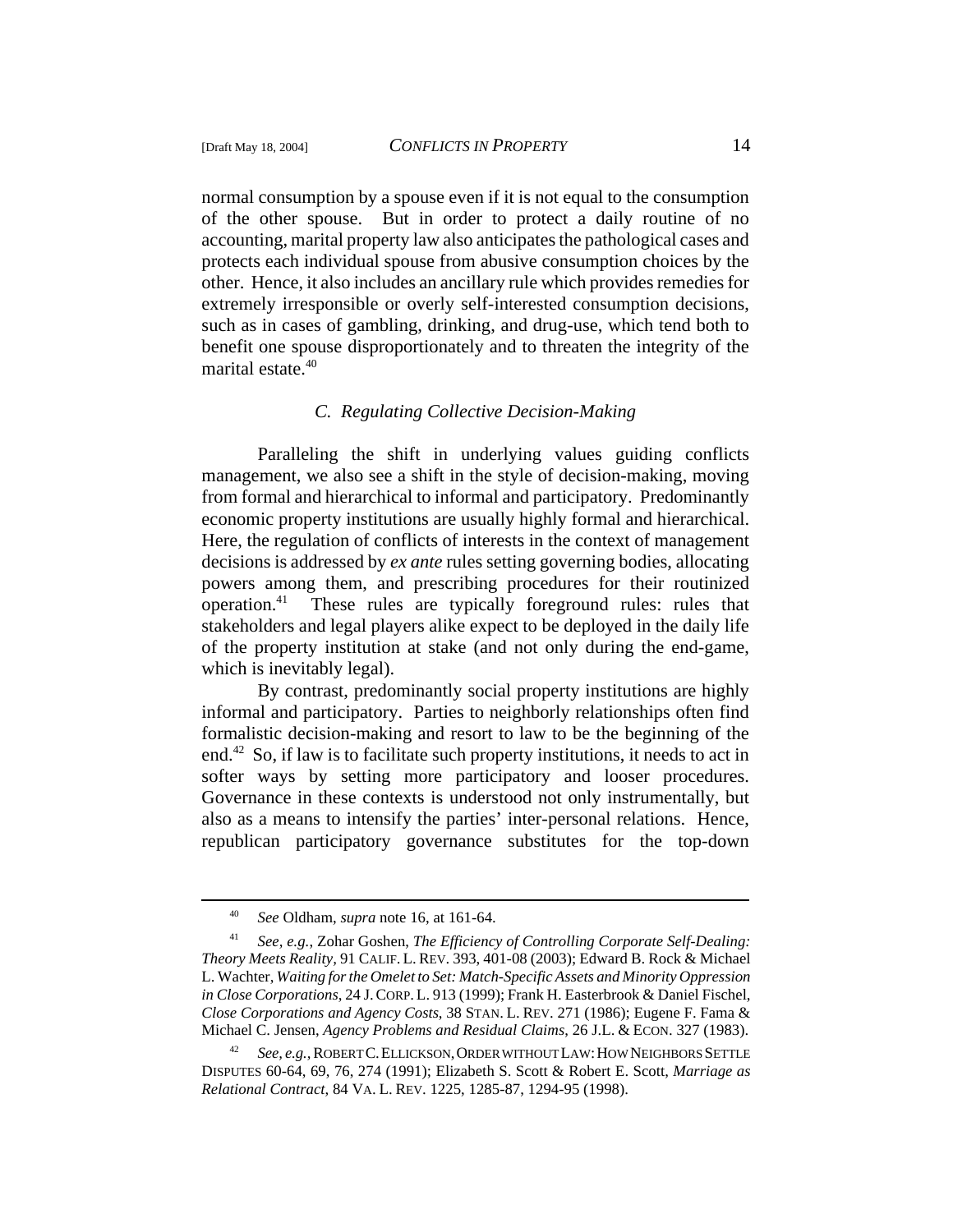normal consumption by a spouse even if it is not equal to the consumption of the other spouse. But in order to protect a daily routine of no accounting, marital property law also anticipates the pathological cases and protects each individual spouse from abusive consumption choices by the other. Hence, it also includes an ancillary rule which provides remedies for extremely irresponsible or overly self-interested consumption decisions, such as in cases of gambling, drinking, and drug-use, which tend both to benefit one spouse disproportionately and to threaten the integrity of the marital estate.[40]

### *C. Regulating Collective Decision-Making*

Paralleling the shift in underlying values guiding conflicts management, we also see a shift in the style of decision-making, moving from formal and hierarchical to informal and participatory. Predominantly economic property institutions are usually highly formal and hierarchical. Here, the regulation of conflicts of interests in the context of management decisions is addressed by *ex ante* rules setting governing bodies, allocating powers among them, and prescribing procedures for their routinized operation.[41] These rules are typically foreground rules: rules that stakeholders and legal players alike expect to be deployed in the daily life of the property institution at stake (and not only during the end-game, which is inevitably legal).

By contrast, predominantly social property institutions are highly informal and participatory. Parties to neighborly relationships often find formalistic decision-making and resort to law to be the beginning of the end.[42] So, if law is to facilitate such property institutions, it needs to act in softer ways by setting more participatory and looser procedures. Governance in these contexts is understood not only instrumentally, but also as a means to intensify the parties' inter-personal relations. Hence, republican participatory governance substitutes for the top-down

---

[40] *See* Oldham, *supra* note 16, at 161-64.

[41] *See, e.g.*, Zohar Goshen, *The Efficiency of Controlling Corporate Self-Dealing: Theory Meets Reality*, 91 CALIF. L. REV. 393, 401-08 (2003); Edward B. Rock & Michael L. Wachter, *Waiting for the Omelet to Set: Match-Specific Assets and Minority Oppression in Close Corporations*, 24 J. CORP. L. 913 (1999); Frank H. Easterbrook & Daniel Fischel, *Close Corporations and Agency Costs*, 38 STAN. L. REV. 271 (1986); Eugene F. Fama & Michael C. Jensen, *Agency Problems and Residual Claims*, 26 J.L. & ECON. 327 (1983).

[42] *See, e.g.*, ROBERT C. ELLICKSON, ORDER WITHOUT LAW: HOW NEIGHBORS SETTLE DISPUTES 60-64, 69, 76, 274 (1991); Elizabeth S. Scott & Robert E. Scott, *Marriage as Relational Contract*, 84 VA. L. REV. 1225, 1285-87, 1294-95 (1998).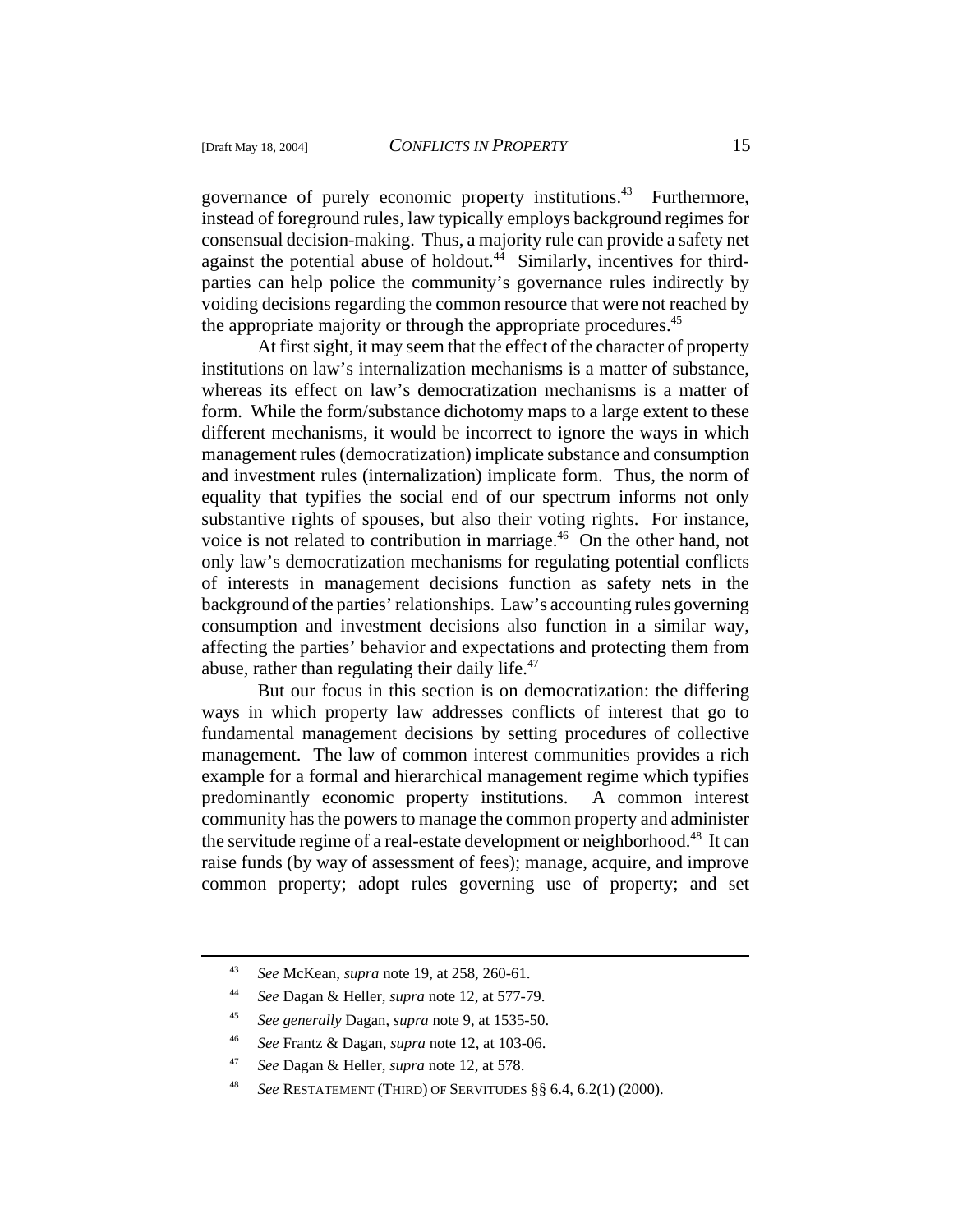governance of purely economic property institutions.[43] Furthermore, instead of foreground rules, law typically employs background regimes for consensual decision-making. Thus, a majority rule can provide a safety net against the potential abuse of holdout.[44] Similarly, incentives for third-parties can help police the community's governance rules indirectly by voiding decisions regarding the common resource that were not reached by the appropriate majority or through the appropriate procedures.[45]

At first sight, it may seem that the effect of the character of property institutions on law's internalization mechanisms is a matter of substance, whereas its effect on law's democratization mechanisms is a matter of form. While the form/substance dichotomy maps to a large extent to these different mechanisms, it would be incorrect to ignore the ways in which management rules (democratization) implicate substance and consumption and investment rules (internalization) implicate form. Thus, the norm of equality that typifies the social end of our spectrum informs not only substantive rights of spouses, but also their voting rights. For instance, voice is not related to contribution in marriage.[46] On the other hand, not only law's democratization mechanisms for regulating potential conflicts of interests in management decisions function as safety nets in the background of the parties' relationships. Law's accounting rules governing consumption and investment decisions also function in a similar way, affecting the parties' behavior and expectations and protecting them from abuse, rather than regulating their daily life.[47]

But our focus in this section is on democratization: the differing ways in which property law addresses conflicts of interest that go to fundamental management decisions by setting procedures of collective management. The law of common interest communities provides a rich example for a formal and hierarchical management regime which typifies predominantly economic property institutions. A common interest community has the powers to manage the common property and administer the servitude regime of a real-estate development or neighborhood.[48] It can raise funds (by way of assessment of fees); manage, acquire, and improve common property; adopt rules governing use of property; and set

---

[43] *See* McKean, *supra* note 19, at 258, 260-61.

[44] *See* Dagan & Heller, *supra* note 12, at 577-79.

[45] *See generally* Dagan, *supra* note 9, at 1535-50.

[46] *See* Frantz & Dagan, *supra* note 12, at 103-06.

[47] *See* Dagan & Heller, *supra* note 12, at 578.

[48] *See* RESTATEMENT (THIRD) OF SERVITUDES §§ 6.4, 6.2(1) (2000).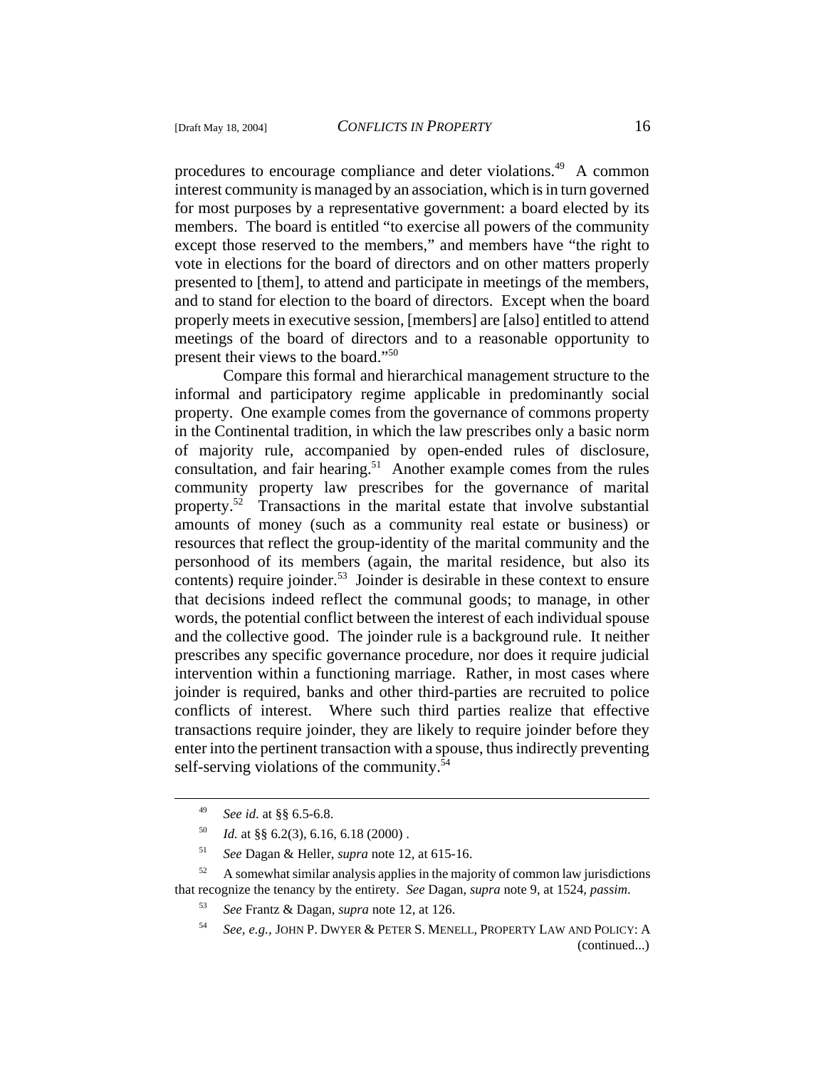procedures to encourage compliance and deter violations.[49] A common interest community is managed by an association, which is in turn governed for most purposes by a representative government: a board elected by its members. The board is entitled "to exercise all powers of the community except those reserved to the members," and members have "the right to vote in elections for the board of directors and on other matters properly presented to [them], to attend and participate in meetings of the members, and to stand for election to the board of directors. Except when the board properly meets in executive session, [members] are [also] entitled to attend meetings of the board of directors and to a reasonable opportunity to present their views to the board."[50]

Compare this formal and hierarchical management structure to the informal and participatory regime applicable in predominantly social property. One example comes from the governance of commons property in the Continental tradition, in which the law prescribes only a basic norm of majority rule, accompanied by open-ended rules of disclosure, consultation, and fair hearing.[51] Another example comes from the rules community property law prescribes for the governance of marital property.[52] Transactions in the marital estate that involve substantial amounts of money (such as a community real estate or business) or resources that reflect the group-identity of the marital community and the personhood of its members (again, the marital residence, but also its contents) require joinder.[53] Joinder is desirable in these context to ensure that decisions indeed reflect the communal goods; to manage, in other words, the potential conflict between the interest of each individual spouse and the collective good. The joinder rule is a background rule. It neither prescribes any specific governance procedure, nor does it require judicial intervention within a functioning marriage. Rather, in most cases where joinder is required, banks and other third-parties are recruited to police conflicts of interest. Where such third parties realize that effective transactions require joinder, they are likely to require joinder before they enter into the pertinent transaction with a spouse, thus indirectly preventing self-serving violations of the community.[54]

---

[49] *See id.* at §§ 6.5-6.8.

[50] *Id.* at §§ 6.2(3), 6.16, 6.18 (2000) .

[51] *See* Dagan & Heller, *supra* note 12, at 615-16.

[52] A somewhat similar analysis applies in the majority of common law jurisdictions that recognize the tenancy by the entirety. *See* Dagan, *supra* note 9, at 1524, *passim*.

[53] *See* Frantz & Dagan, *supra* note 12, at 126.

[54] *See, e.g.,* JOHN P. DWYER & PETER S. MENELL, PROPERTY LAW AND POLICY: A (continued...)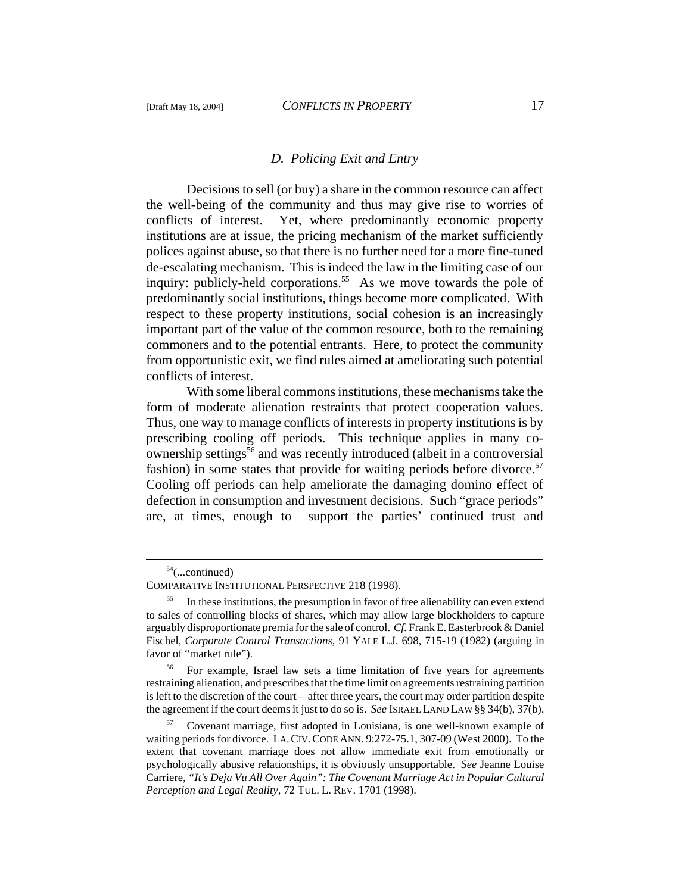### *D. Policing Exit and Entry*

Decisions to sell (or buy) a share in the common resource can affect the well-being of the community and thus may give rise to worries of conflicts of interest. Yet, where predominantly economic property institutions are at issue, the pricing mechanism of the market sufficiently polices against abuse, so that there is no further need for a more fine-tuned de-escalating mechanism. This is indeed the law in the limiting case of our inquiry: publicly-held corporations.[55] As we move towards the pole of predominantly social institutions, things become more complicated. With respect to these property institutions, social cohesion is an increasingly important part of the value of the common resource, both to the remaining commoners and to the potential entrants. Here, to protect the community from opportunistic exit, we find rules aimed at ameliorating such potential conflicts of interest.

With some liberal commons institutions, these mechanisms take the form of moderate alienation restraints that protect cooperation values. Thus, one way to manage conflicts of interests in property institutions is by prescribing cooling off periods. This technique applies in many co-ownership settings[56] and was recently introduced (albeit in a controversial fashion) in some states that provide for waiting periods before divorce.[57] Cooling off periods can help ameliorate the damaging domino effect of defection in consumption and investment decisions. Such "grace periods" are, at times, enough to support the parties' continued trust and

---

[54](...continued)
COMPARATIVE INSTITUTIONAL PERSPECTIVE 218 (1998).

[55] In these institutions, the presumption in favor of free alienability can even extend to sales of controlling blocks of shares, which may allow large blockholders to capture arguably disproportionate premia for the sale of control. *Cf.* Frank E. Easterbrook & Daniel Fischel, *Corporate Control Transactions*, 91 YALE L.J. 698, 715-19 (1982) (arguing in favor of "market rule").

[56] For example, Israel law sets a time limitation of five years for agreements restraining alienation, and prescribes that the time limit on agreements restraining partition is left to the discretion of the court—after three years, the court may order partition despite the agreement if the court deems it just to do so is. *See* ISRAEL LAND LAW §§ 34(b), 37(b).

[57] Covenant marriage, first adopted in Louisiana, is one well-known example of waiting periods for divorce. LA. CIV. CODE ANN. 9:272-75.1, 307-09 (West 2000). To the extent that covenant marriage does not allow immediate exit from emotionally or psychologically abusive relationships, it is obviously unsupportable. *See* Jeanne Louise Carriere, *"It's Deja Vu All Over Again": The Covenant Marriage Act in Popular Cultural Perception and Legal Reality*, 72 TUL. L. REV. 1701 (1998).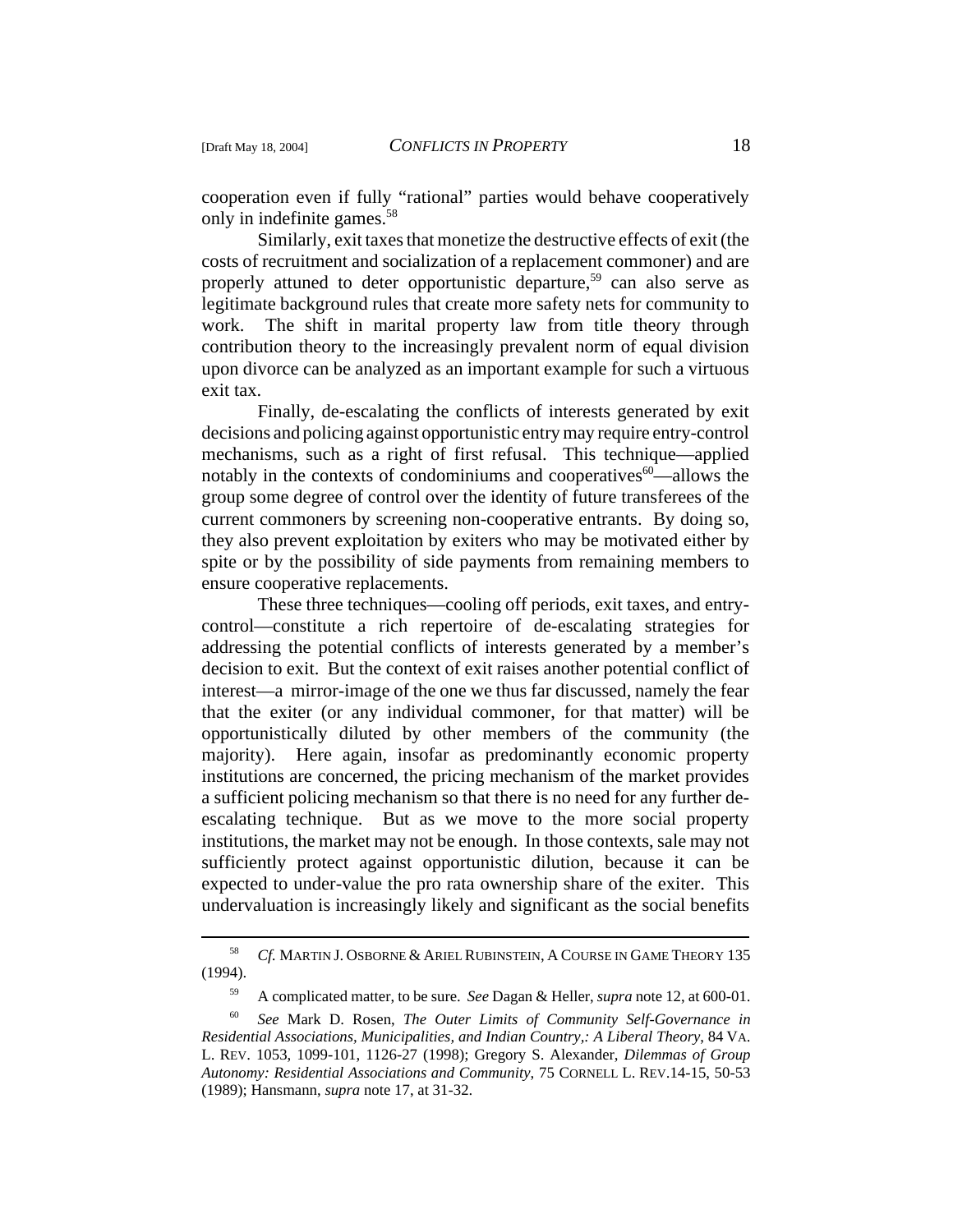cooperation even if fully "rational" parties would behave cooperatively only in indefinite games.[58]

Similarly, exit taxes that monetize the destructive effects of exit (the costs of recruitment and socialization of a replacement commoner) and are properly attuned to deter opportunistic departure,[59] can also serve as legitimate background rules that create more safety nets for community to work. The shift in marital property law from title theory through contribution theory to the increasingly prevalent norm of equal division upon divorce can be analyzed as an important example for such a virtuous exit tax.

Finally, de-escalating the conflicts of interests generated by exit decisions and policing against opportunistic entry may require entry-control mechanisms, such as a right of first refusal. This technique—applied notably in the contexts of condominiums and cooperatives[60]—allows the group some degree of control over the identity of future transferees of the current commoners by screening non-cooperative entrants. By doing so, they also prevent exploitation by exiters who may be motivated either by spite or by the possibility of side payments from remaining members to ensure cooperative replacements.

These three techniques—cooling off periods, exit taxes, and entry-control—constitute a rich repertoire of de-escalating strategies for addressing the potential conflicts of interests generated by a member's decision to exit. But the context of exit raises another potential conflict of interest—a mirror-image of the one we thus far discussed, namely the fear that the exiter (or any individual commoner, for that matter) will be opportunistically diluted by other members of the community (the majority). Here again, insofar as predominantly economic property institutions are concerned, the pricing mechanism of the market provides a sufficient policing mechanism so that there is no need for any further de-escalating technique. But as we move to the more social property institutions, the market may not be enough. In those contexts, sale may not sufficiently protect against opportunistic dilution, because it can be expected to under-value the pro rata ownership share of the exiter. This undervaluation is increasingly likely and significant as the social benefits

---

[58] *Cf.* MARTIN J. OSBORNE & ARIEL RUBINSTEIN, A COURSE IN GAME THEORY 135 (1994).

[59] A complicated matter, to be sure. *See* Dagan & Heller, *supra* note 12, at 600-01.

[60] *See* Mark D. Rosen, *The Outer Limits of Community Self-Governance in Residential Associations, Municipalities, and Indian Country,: A Liberal Theory*, 84 VA. L. REV. 1053, 1099-101, 1126-27 (1998); Gregory S. Alexander, *Dilemmas of Group Autonomy: Residential Associations and Community*, 75 CORNELL L. REV.14-15, 50-53 (1989); Hansmann, *supra* note 17, at 31-32.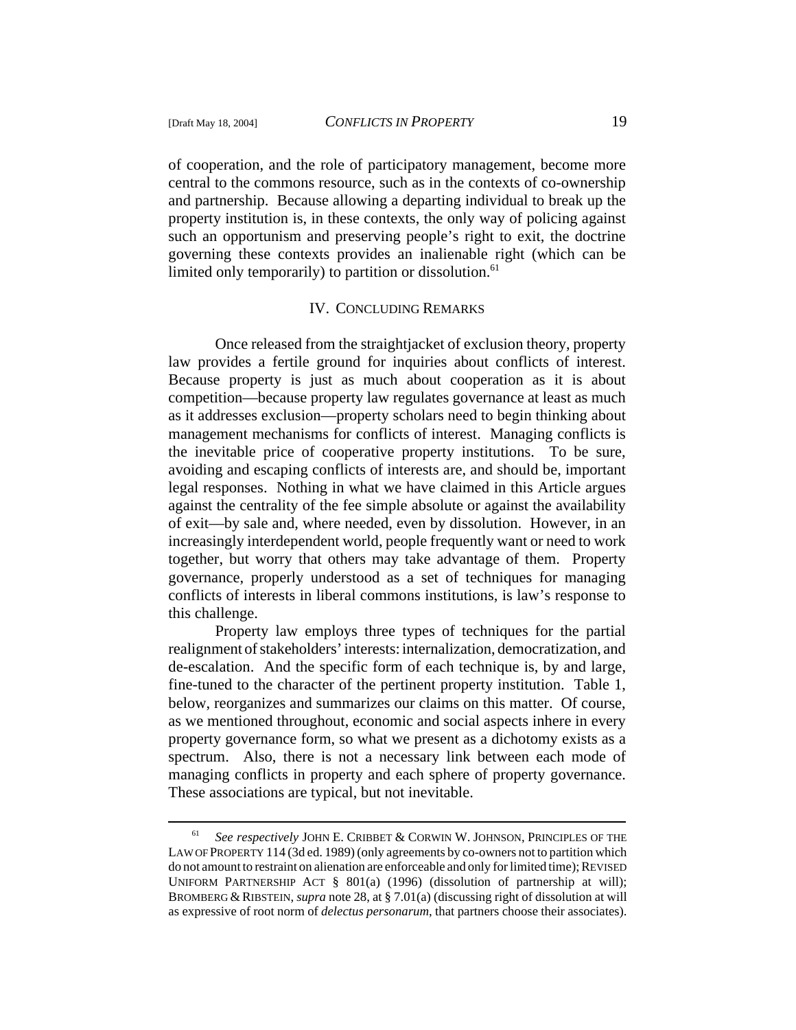of cooperation, and the role of participatory management, become more central to the commons resource, such as in the contexts of co-ownership and partnership. Because allowing a departing individual to break up the property institution is, in these contexts, the only way of policing against such an opportunism and preserving people's right to exit, the doctrine governing these contexts provides an inalienable right (which can be limited only temporarily) to partition or dissolution.[61]

## IV. CONCLUDING REMARKS

Once released from the straightjacket of exclusion theory, property law provides a fertile ground for inquiries about conflicts of interest. Because property is just as much about cooperation as it is about competition—because property law regulates governance at least as much as it addresses exclusion—property scholars need to begin thinking about management mechanisms for conflicts of interest. Managing conflicts is the inevitable price of cooperative property institutions. To be sure, avoiding and escaping conflicts of interests are, and should be, important legal responses. Nothing in what we have claimed in this Article argues against the centrality of the fee simple absolute or against the availability of exit—by sale and, where needed, even by dissolution. However, in an increasingly interdependent world, people frequently want or need to work together, but worry that others may take advantage of them. Property governance, properly understood as a set of techniques for managing conflicts of interests in liberal commons institutions, is law's response to this challenge.

Property law employs three types of techniques for the partial realignment of stakeholders' interests: internalization, democratization, and de-escalation. And the specific form of each technique is, by and large, fine-tuned to the character of the pertinent property institution. Table 1, below, reorganizes and summarizes our claims on this matter. Of course, as we mentioned throughout, economic and social aspects inhere in every property governance form, so what we present as a dichotomy exists as a spectrum. Also, there is not a necessary link between each mode of managing conflicts in property and each sphere of property governance. These associations are typical, but not inevitable.

---

[61] *See respectively* JOHN E. CRIBBET & CORWIN W. JOHNSON, PRINCIPLES OF THE LAW OF PROPERTY 114 (3d ed. 1989) (only agreements by co-owners not to partition which do not amount to restraint on alienation are enforceable and only for limited time); REVISED UNIFORM PARTNERSHIP ACT § 801(a) (1996) (dissolution of partnership at will); BROMBERG & RIBSTEIN, *supra* note 28, at § 7.01(a) (discussing right of dissolution at will as expressive of root norm of *delectus personarum*, that partners choose their associates).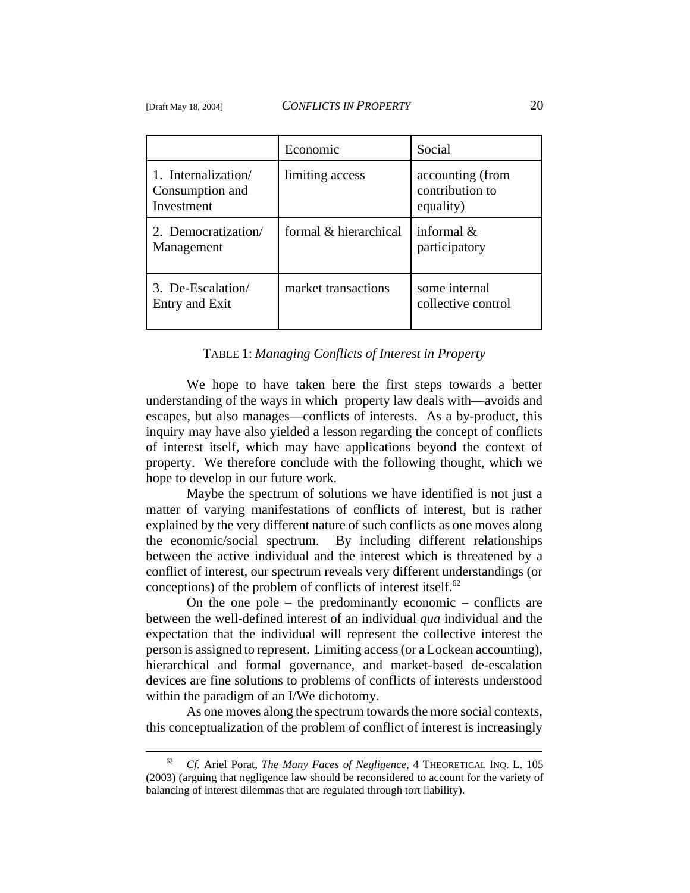| | Economic | Social |
|---|---|---|
| 1. Internalization/ Consumption and Investment | limiting access | accounting (from contribution to equality) |
| 2. Democratization/ Management | formal & hierarchical | informal & participatory |
| 3. De-Escalation/ Entry and Exit | market transactions | some internal collective control |

TABLE 1: *Managing Conflicts of Interest in Property*

We hope to have taken here the first steps towards a better understanding of the ways in which property law deals with—avoids and escapes, but also manages—conflicts of interests. As a by-product, this inquiry may have also yielded a lesson regarding the concept of conflicts of interest itself, which may have applications beyond the context of property. We therefore conclude with the following thought, which we hope to develop in our future work.

Maybe the spectrum of solutions we have identified is not just a matter of varying manifestations of conflicts of interest, but is rather explained by the very different nature of such conflicts as one moves along the economic/social spectrum. By including different relationships between the active individual and the interest which is threatened by a conflict of interest, our spectrum reveals very different understandings (or conceptions) of the problem of conflicts of interest itself.[62]

On the one pole – the predominantly economic – conflicts are between the well-defined interest of an individual *qua* individual and the expectation that the individual will represent the collective interest the person is assigned to represent. Limiting access (or a Lockean accounting), hierarchical and formal governance, and market-based de-escalation devices are fine solutions to problems of conflicts of interests understood within the paradigm of an I/We dichotomy.

As one moves along the spectrum towards the more social contexts, this conceptualization of the problem of conflict of interest is increasingly

---

[62] *Cf.* Ariel Porat, *The Many Faces of Negligence*, 4 THEORETICAL INQ. L. 105 (2003) (arguing that negligence law should be reconsidered to account for the variety of balancing of interest dilemmas that are regulated through tort liability).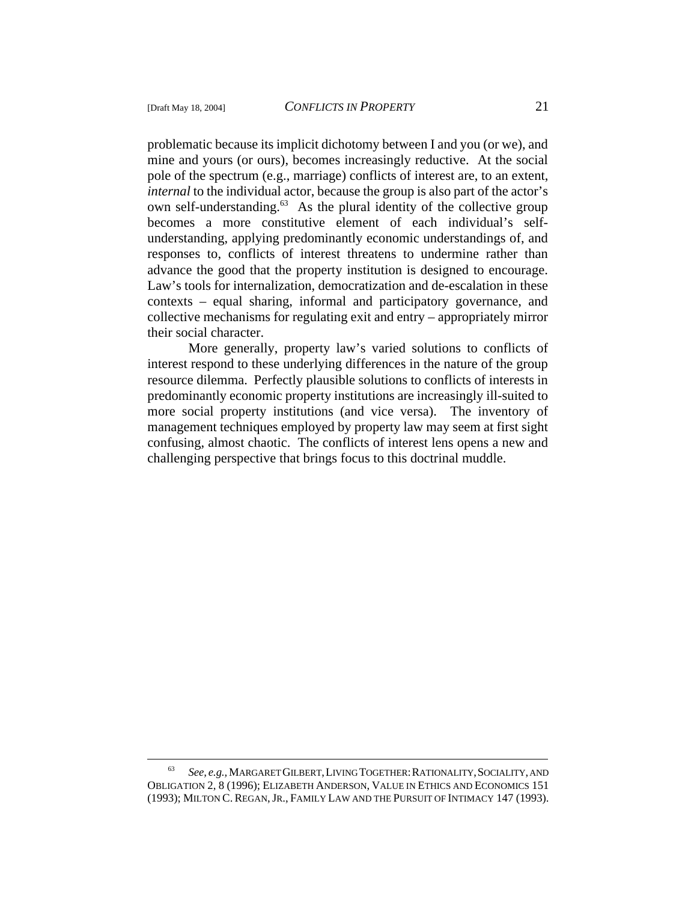problematic because its implicit dichotomy between I and you (or we), and mine and yours (or ours), becomes increasingly reductive. At the social pole of the spectrum (e.g., marriage) conflicts of interest are, to an extent, *internal* to the individual actor, because the group is also part of the actor's own self-understanding.[63] As the plural identity of the collective group becomes a more constitutive element of each individual's self-understanding, applying predominantly economic understandings of, and responses to, conflicts of interest threatens to undermine rather than advance the good that the property institution is designed to encourage. Law's tools for internalization, democratization and de-escalation in these contexts – equal sharing, informal and participatory governance, and collective mechanisms for regulating exit and entry – appropriately mirror their social character.

More generally, property law's varied solutions to conflicts of interest respond to these underlying differences in the nature of the group resource dilemma. Perfectly plausible solutions to conflicts of interests in predominantly economic property institutions are increasingly ill-suited to more social property institutions (and vice versa). The inventory of management techniques employed by property law may seem at first sight confusing, almost chaotic. The conflicts of interest lens opens a new and challenging perspective that brings focus to this doctrinal muddle.

---

[63] *See, e.g.,* MARGARET GILBERT, LIVING TOGETHER: RATIONALITY, SOCIALITY, AND OBLIGATION 2, 8 (1996); ELIZABETH ANDERSON, VALUE IN ETHICS AND ECONOMICS 151 (1993); MILTON C. REGAN, JR., FAMILY LAW AND THE PURSUIT OF INTIMACY 147 (1993).